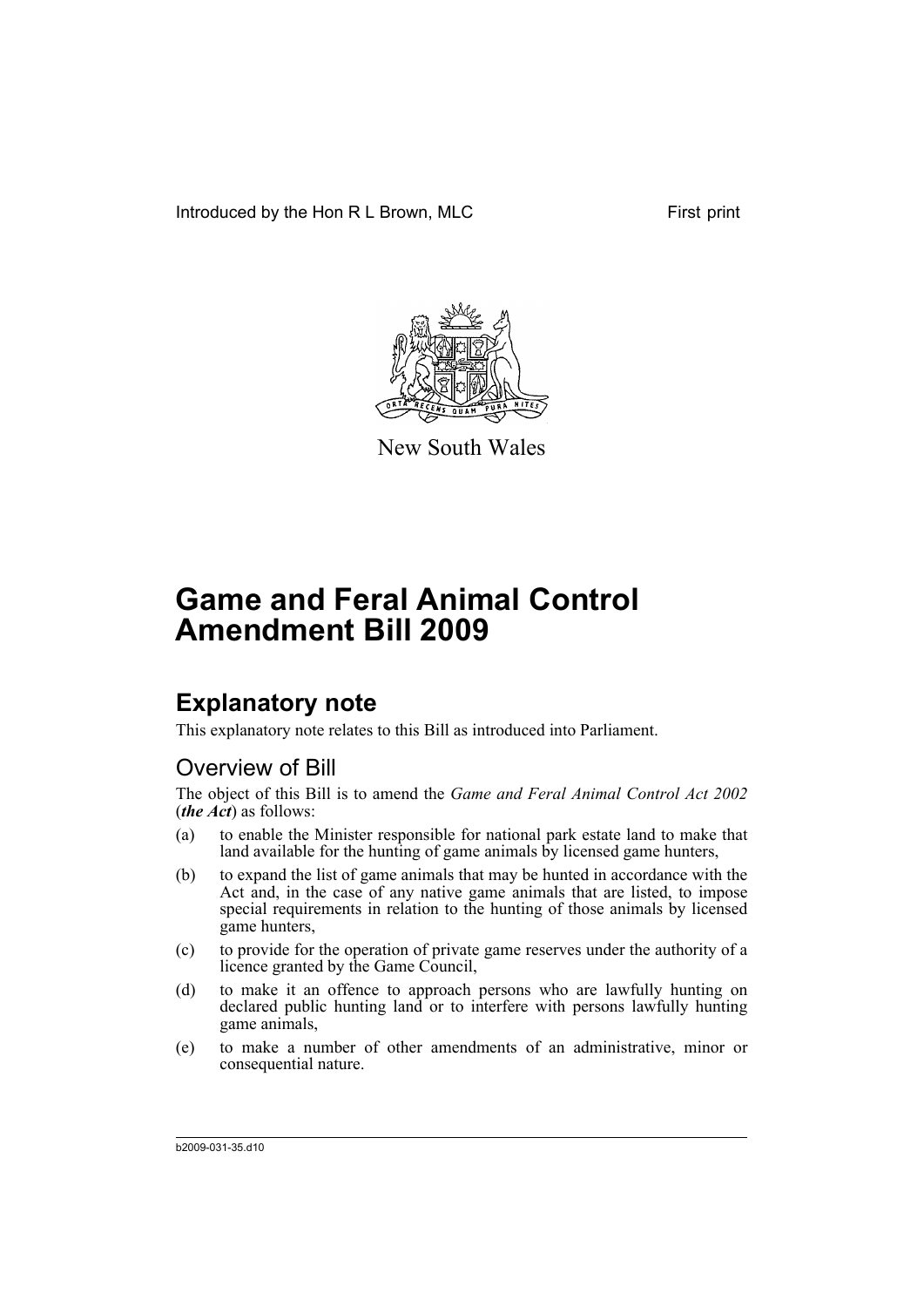Introduced by the Hon R L Brown, MLC

First print

New South Wales

# Game and Feral Animal Control Amendment Bill 2009

## Explanatory note

This explanatory note relates to this Bill as introduced into Parliament.

### Overview of Bill

The object of this Bill is to amend the *Game and Feral Animal Control Act 2002* (***the Act***) as follows:

(a) to enable the Minister responsible for national park estate land to make that land available for the hunting of game animals by licensed game hunters,

(b) to expand the list of game animals that may be hunted in accordance with the Act and, in the case of any native game animals that are listed, to impose special requirements in relation to the hunting of those animals by licensed game hunters,

(c) to provide for the operation of private game reserves under the authority of a licence granted by the Game Council,

(d) to make it an offence to approach persons who are lawfully hunting on declared public hunting land or to interfere with persons lawfully hunting game animals,

(e) to make a number of other amendments of an administrative, minor or consequential nature.

b2009-031-35.d10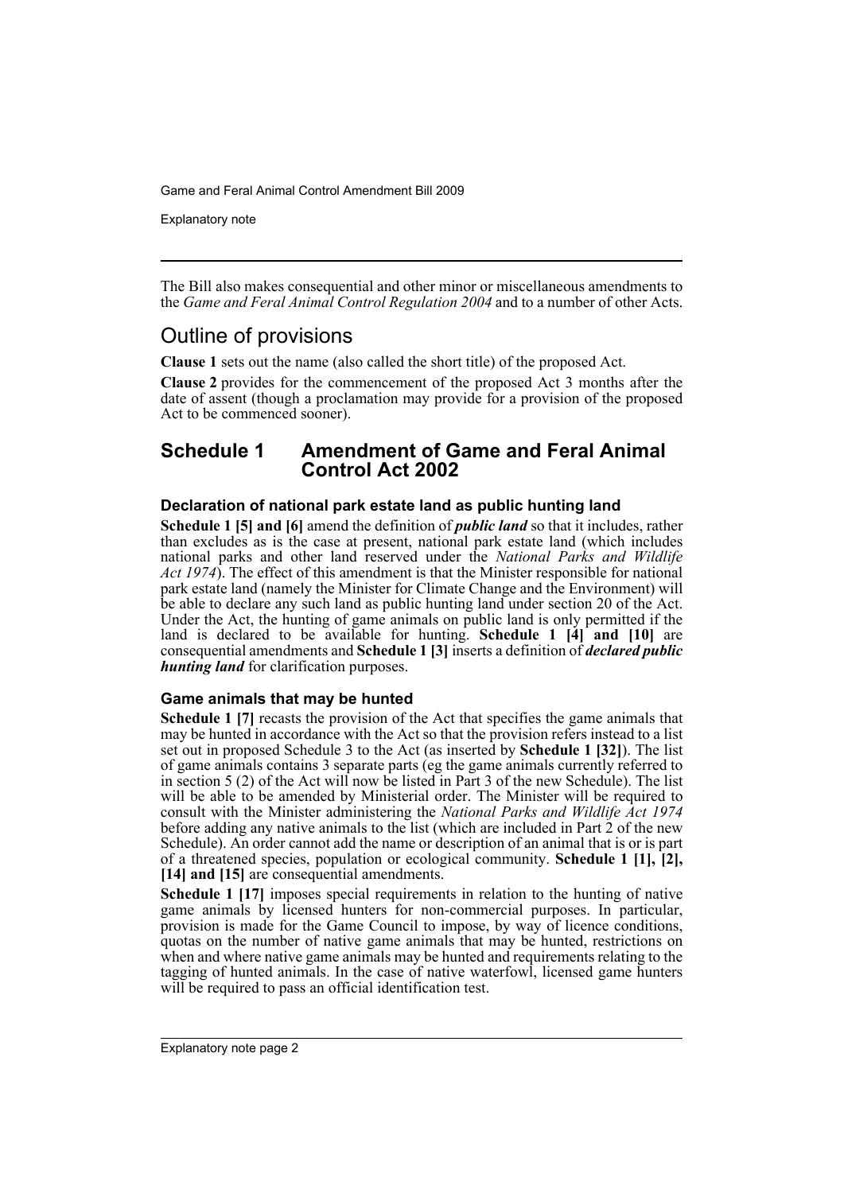The Bill also makes consequential and other minor or miscellaneous amendments to the *Game and Feral Animal Control Regulation 2004* and to a number of other Acts.

# Outline of provisions

**Clause 1** sets out the name (also called the short title) of the proposed Act.

**Clause 2** provides for the commencement of the proposed Act 3 months after the date of assent (though a proclamation may provide for a provision of the proposed Act to be commenced sooner).

## Schedule 1 Amendment of Game and Feral Animal Control Act 2002

### Declaration of national park estate land as public hunting land

**Schedule 1 [5] and [6]** amend the definition of ***public land*** so that it includes, rather than excludes as is the case at present, national park estate land (which includes national parks and other land reserved under the *National Parks and Wildlife Act 1974*). The effect of this amendment is that the Minister responsible for national park estate land (namely the Minister for Climate Change and the Environment) will be able to declare any such land as public hunting land under section 20 of the Act. Under the Act, the hunting of game animals on public land is only permitted if the land is declared to be available for hunting. **Schedule 1 [4] and [10]** are consequential amendments and **Schedule 1 [3]** inserts a definition of ***declared public hunting land*** for clarification purposes.

### Game animals that may be hunted

**Schedule 1 [7]** recasts the provision of the Act that specifies the game animals that may be hunted in accordance with the Act so that the provision refers instead to a list set out in proposed Schedule 3 to the Act (as inserted by **Schedule 1 [32]**). The list of game animals contains 3 separate parts (eg the game animals currently referred to in section 5 (2) of the Act will now be listed in Part 3 of the new Schedule). The list will be able to be amended by Ministerial order. The Minister will be required to consult with the Minister administering the *National Parks and Wildlife Act 1974* before adding any native animals to the list (which are included in Part 2 of the new Schedule). An order cannot add the name or description of an animal that is or is part of a threatened species, population or ecological community. **Schedule 1 [1], [2], [14] and [15]** are consequential amendments.

**Schedule 1 [17]** imposes special requirements in relation to the hunting of native game animals by licensed hunters for non-commercial purposes. In particular, provision is made for the Game Council to impose, by way of licence conditions, quotas on the number of native game animals that may be hunted, restrictions on when and where native game animals may be hunted and requirements relating to the tagging of hunted animals. In the case of native waterfowl, licensed game hunters will be required to pass an official identification test.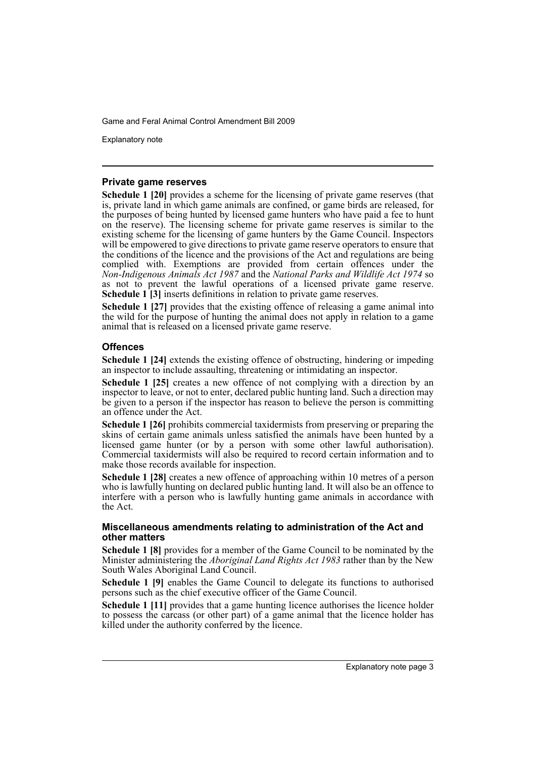### Private game reserves

**Schedule 1 [20]** provides a scheme for the licensing of private game reserves (that is, private land in which game animals are confined, or game birds are released, for the purposes of being hunted by licensed game hunters who have paid a fee to hunt on the reserve). The licensing scheme for private game reserves is similar to the existing scheme for the licensing of game hunters by the Game Council. Inspectors will be empowered to give directions to private game reserve operators to ensure that the conditions of the licence and the provisions of the Act and regulations are being complied with. Exemptions are provided from certain offences under the *Non-Indigenous Animals Act 1987* and the *National Parks and Wildlife Act 1974* so as not to prevent the lawful operations of a licensed private game reserve. **Schedule 1 [3]** inserts definitions in relation to private game reserves.

**Schedule 1 [27]** provides that the existing offence of releasing a game animal into the wild for the purpose of hunting the animal does not apply in relation to a game animal that is released on a licensed private game reserve.

### Offences

**Schedule 1 [24]** extends the existing offence of obstructing, hindering or impeding an inspector to include assaulting, threatening or intimidating an inspector.

**Schedule 1 [25]** creates a new offence of not complying with a direction by an inspector to leave, or not to enter, declared public hunting land. Such a direction may be given to a person if the inspector has reason to believe the person is committing an offence under the Act.

**Schedule 1 [26]** prohibits commercial taxidermists from preserving or preparing the skins of certain game animals unless satisfied the animals have been hunted by a licensed game hunter (or by a person with some other lawful authorisation). Commercial taxidermists will also be required to record certain information and to make those records available for inspection.

**Schedule 1 [28]** creates a new offence of approaching within 10 metres of a person who is lawfully hunting on declared public hunting land. It will also be an offence to interfere with a person who is lawfully hunting game animals in accordance with the Act.

### Miscellaneous amendments relating to administration of the Act and other matters

**Schedule 1 [8]** provides for a member of the Game Council to be nominated by the Minister administering the *Aboriginal Land Rights Act 1983* rather than by the New South Wales Aboriginal Land Council.

**Schedule 1 [9]** enables the Game Council to delegate its functions to authorised persons such as the chief executive officer of the Game Council.

**Schedule 1 [11]** provides that a game hunting licence authorises the licence holder to possess the carcass (or other part) of a game animal that the licence holder has killed under the authority conferred by the licence.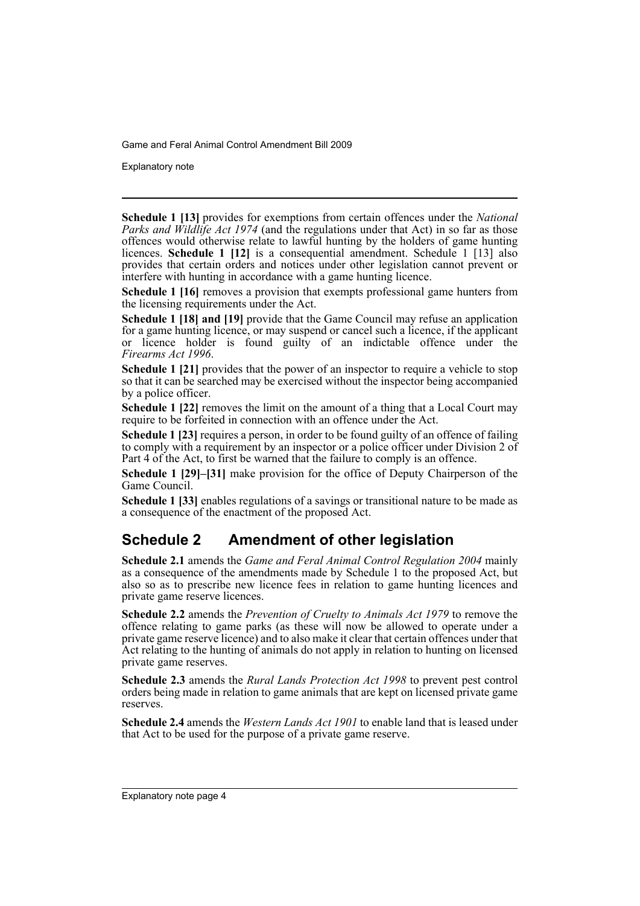**Schedule 1 [13]** provides for exemptions from certain offences under the *National Parks and Wildlife Act 1974* (and the regulations under that Act) in so far as those offences would otherwise relate to lawful hunting by the holders of game hunting licences. **Schedule 1 [12]** is a consequential amendment. Schedule 1 [13] also provides that certain orders and notices under other legislation cannot prevent or interfere with hunting in accordance with a game hunting licence.

**Schedule 1 [16]** removes a provision that exempts professional game hunters from the licensing requirements under the Act.

**Schedule 1 [18] and [19]** provide that the Game Council may refuse an application for a game hunting licence, or may suspend or cancel such a licence, if the applicant or licence holder is found guilty of an indictable offence under the *Firearms Act 1996*.

**Schedule 1 [21]** provides that the power of an inspector to require a vehicle to stop so that it can be searched may be exercised without the inspector being accompanied by a police officer.

**Schedule 1 [22]** removes the limit on the amount of a thing that a Local Court may require to be forfeited in connection with an offence under the Act.

**Schedule 1 [23]** requires a person, in order to be found guilty of an offence of failing to comply with a requirement by an inspector or a police officer under Division 2 of Part 4 of the Act, to first be warned that the failure to comply is an offence.

**Schedule 1 [29]–[31]** make provision for the office of Deputy Chairperson of the Game Council.

**Schedule 1 [33]** enables regulations of a savings or transitional nature to be made as a consequence of the enactment of the proposed Act.

## Schedule 2 Amendment of other legislation

**Schedule 2.1** amends the *Game and Feral Animal Control Regulation 2004* mainly as a consequence of the amendments made by Schedule 1 to the proposed Act, but also so as to prescribe new licence fees in relation to game hunting licences and private game reserve licences.

**Schedule 2.2** amends the *Prevention of Cruelty to Animals Act 1979* to remove the offence relating to game parks (as these will now be allowed to operate under a private game reserve licence) and to also make it clear that certain offences under that Act relating to the hunting of animals do not apply in relation to hunting on licensed private game reserves.

**Schedule 2.3** amends the *Rural Lands Protection Act 1998* to prevent pest control orders being made in relation to game animals that are kept on licensed private game reserves.

**Schedule 2.4** amends the *Western Lands Act 1901* to enable land that is leased under that Act to be used for the purpose of a private game reserve.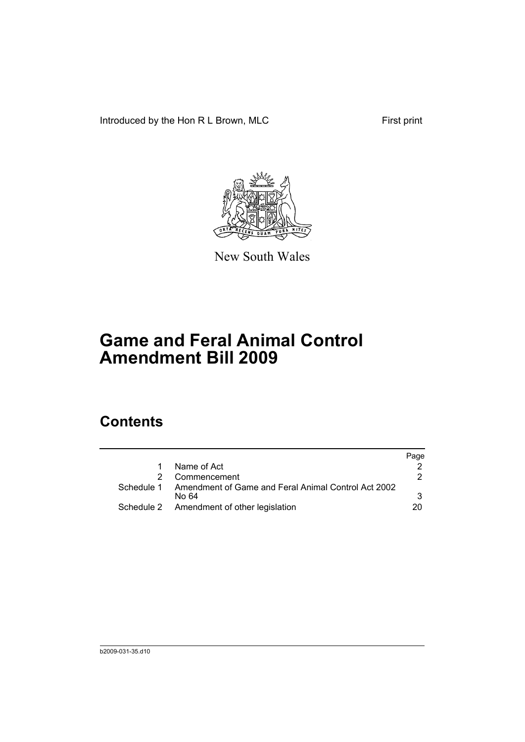Introduced by the Hon R L Brown, MLC First print

New South Wales

# Game and Feral Animal Control Amendment Bill 2009

## Contents

| | | Page |
|---|---|---|
| 1 | Name of Act | 2 |
| 2 | Commencement | 2 |
| Schedule 1 | Amendment of Game and Feral Animal Control Act 2002 No 64 | 3 |
| Schedule 2 | Amendment of other legislation | 20 |

b2009-031-35.d10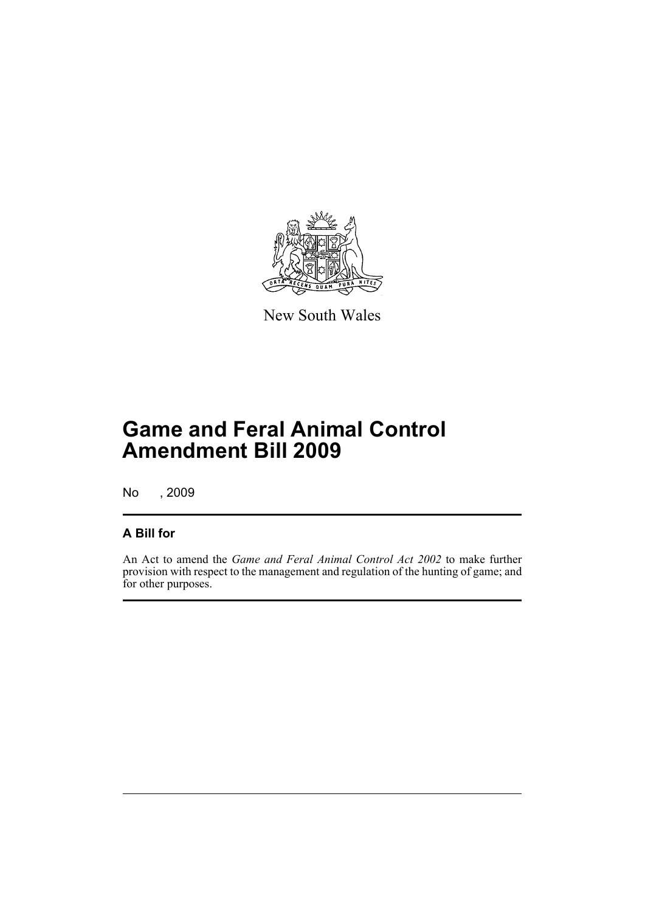New South Wales

# Game and Feral Animal Control Amendment Bill 2009

No , 2009

## A Bill for

An Act to amend the *Game and Feral Animal Control Act 2002* to make further provision with respect to the management and regulation of the hunting of game; and for other purposes.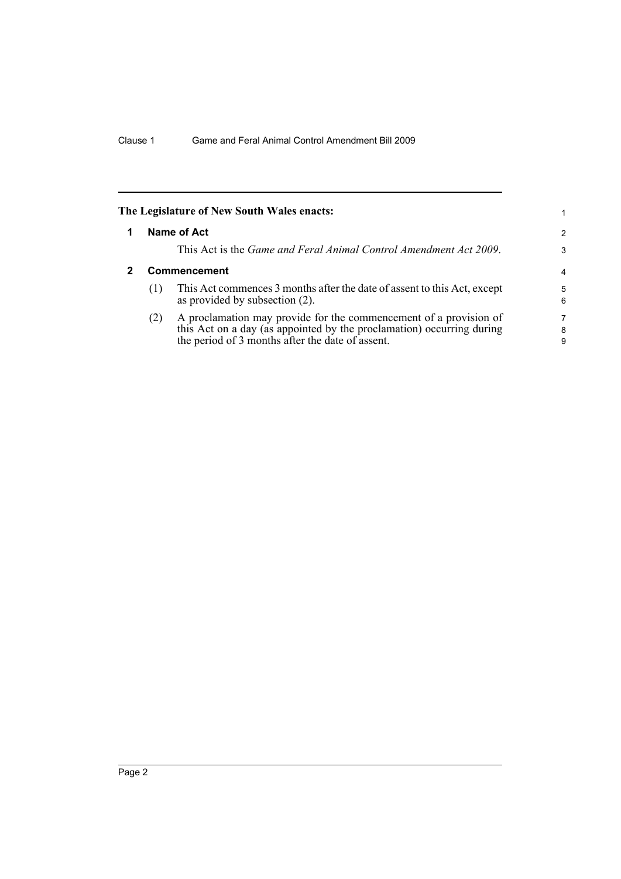## The Legislature of New South Wales enacts:

### 1 Name of Act

This Act is the *Game and Feral Animal Control Amendment Act 2009*.

### 2 Commencement

(1) This Act commences 3 months after the date of assent to this Act, except as provided by subsection (2).

(2) A proclamation may provide for the commencement of a provision of this Act on a day (as appointed by the proclamation) occurring during the period of 3 months after the date of assent.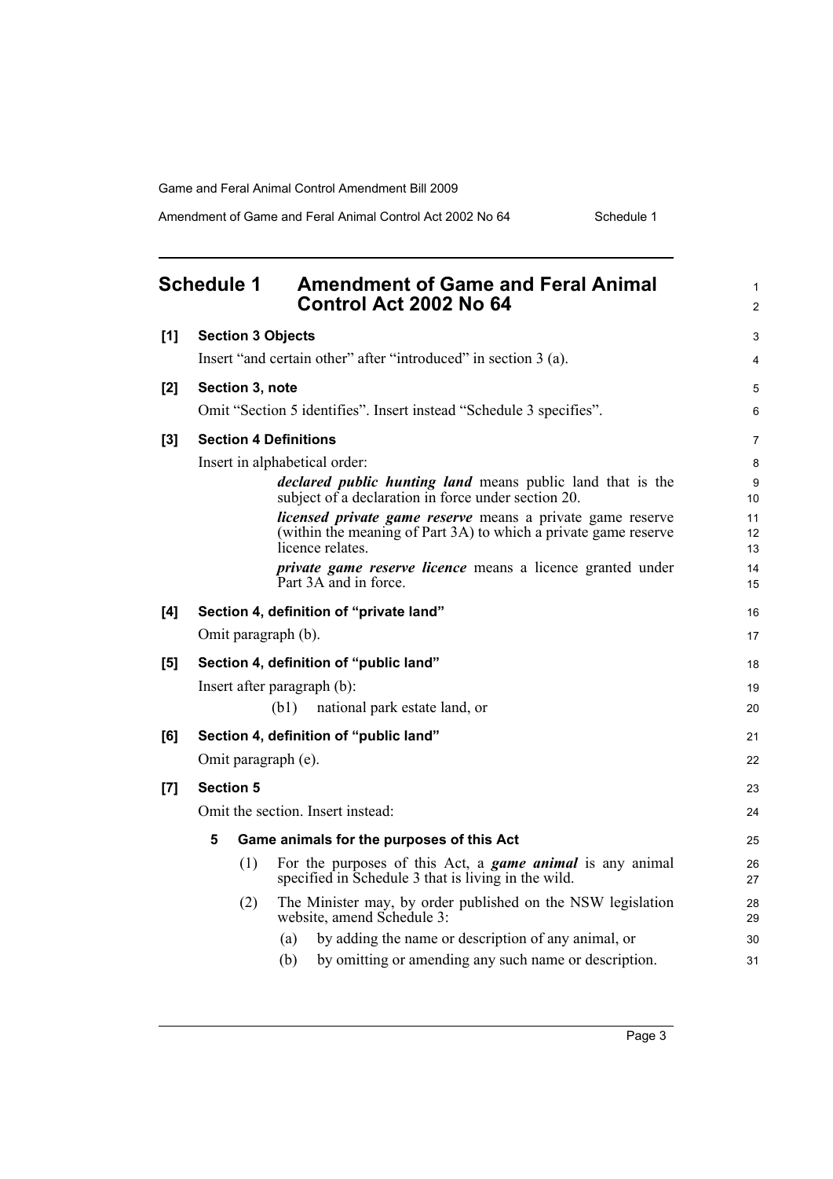## Schedule 1 Amendment of Game and Feral Animal Control Act 2002 No 64

**[1] Section 3 Objects**

Insert "and certain other" after "introduced" in section 3 (a).

**[2] Section 3, note**

Omit "Section 5 identifies". Insert instead "Schedule 3 specifies".

**[3] Section 4 Definitions**

Insert in alphabetical order:

> ***declared public hunting land*** means public land that is the subject of a declaration in force under section 20.
>
> ***licensed private game reserve*** means a private game reserve (within the meaning of Part 3A) to which a private game reserve licence relates.
>
> ***private game reserve licence*** means a licence granted under Part 3A and in force.

**[4] Section 4, definition of "private land"**

Omit paragraph (b).

**[5] Section 4, definition of "public land"**

Insert after paragraph (b):

> (b1) national park estate land, or

**[6] Section 4, definition of "public land"**

Omit paragraph (e).

**[7] Section 5**

Omit the section. Insert instead:

**5 Game animals for the purposes of this Act**

(1) For the purposes of this Act, a ***game animal*** is any animal specified in Schedule 3 that is living in the wild.

(2) The Minister may, by order published on the NSW legislation website, amend Schedule 3:

(a) by adding the name or description of any animal, or

(b) by omitting or amending any such name or description.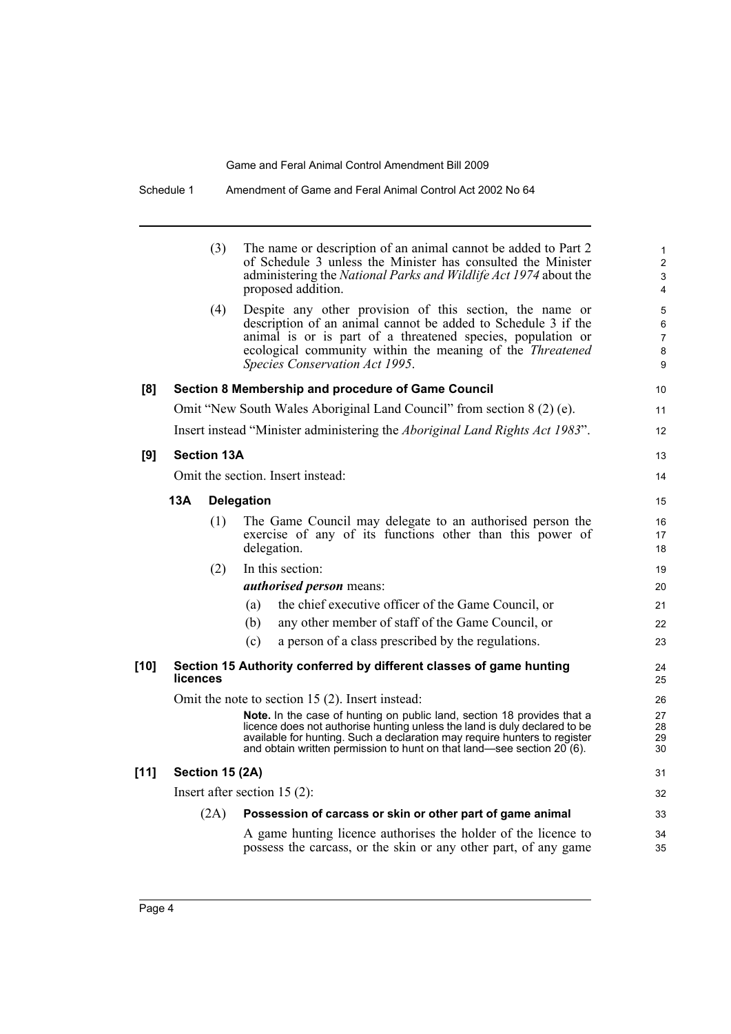(3) The name or description of an animal cannot be added to Part 2 of Schedule 3 unless the Minister has consulted the Minister administering the *National Parks and Wildlife Act 1974* about the proposed addition.

(4) Despite any other provision of this section, the name or description of an animal cannot be added to Schedule 3 if the animal is or is part of a threatened species, population or ecological community within the meaning of the *Threatened Species Conservation Act 1995*.

**[8] Section 8 Membership and procedure of Game Council**

Omit "New South Wales Aboriginal Land Council" from section 8 (2) (e).

Insert instead "Minister administering the *Aboriginal Land Rights Act 1983*".

**[9] Section 13A**

Omit the section. Insert instead:

**13A Delegation**

(1) The Game Council may delegate to an authorised person the exercise of any of its functions other than this power of delegation.

(2) In this section:

***authorised person*** means:

(a) the chief executive officer of the Game Council, or

(b) any other member of staff of the Game Council, or

(c) a person of a class prescribed by the regulations.

**[10] Section 15 Authority conferred by different classes of game hunting licences**

Omit the note to section 15 (2). Insert instead:

**Note.** In the case of hunting on public land, section 18 provides that a licence does not authorise hunting unless the land is duly declared to be available for hunting. Such a declaration may require hunters to register and obtain written permission to hunt on that land—see section 20 (6).

**[11] Section 15 (2A)**

Insert after section 15 (2):

(2A) **Possession of carcass or skin or other part of game animal**

A game hunting licence authorises the holder of the licence to possess the carcass, or the skin or any other part, of any game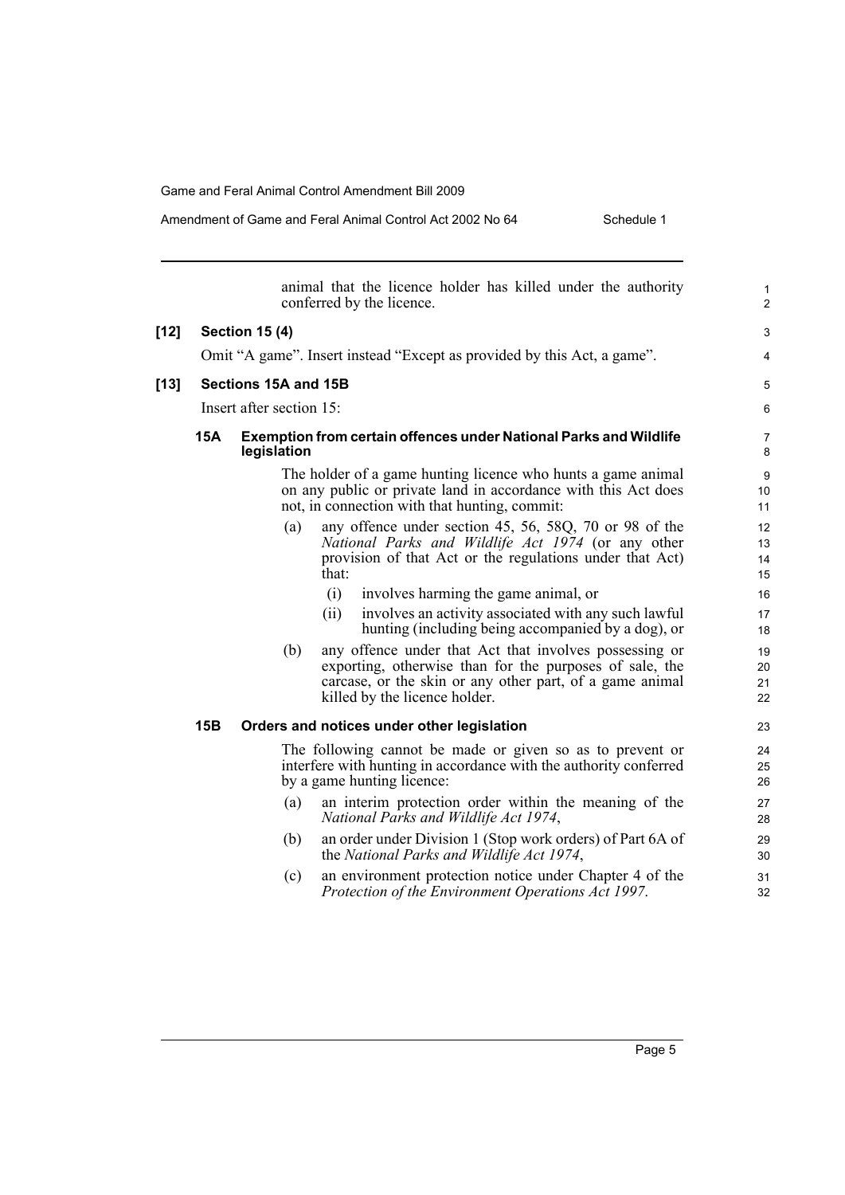animal that the licence holder has killed under the authority conferred by the licence.

**[12] Section 15 (4)**

Omit “A game”. Insert instead “Except as provided by this Act, a game”.

**[13] Sections 15A and 15B**

Insert after section 15:

**15A Exemption from certain offences under National Parks and Wildlife legislation**

The holder of a game hunting licence who hunts a game animal on any public or private land in accordance with this Act does not, in connection with that hunting, commit:

(a) any offence under section 45, 56, 58Q, 70 or 98 of the *National Parks and Wildlife Act 1974* (or any other provision of that Act or the regulations under that Act) that:

(i) involves harming the game animal, or

(ii) involves an activity associated with any such lawful hunting (including being accompanied by a dog), or

(b) any offence under that Act that involves possessing or exporting, otherwise than for the purposes of sale, the carcase, or the skin or any other part, of a game animal killed by the licence holder.

**15B Orders and notices under other legislation**

The following cannot be made or given so as to prevent or interfere with hunting in accordance with the authority conferred by a game hunting licence:

(a) an interim protection order within the meaning of the *National Parks and Wildlife Act 1974*,

(b) an order under Division 1 (Stop work orders) of Part 6A of the *National Parks and Wildlife Act 1974*,

(c) an environment protection notice under Chapter 4 of the *Protection of the Environment Operations Act 1997*.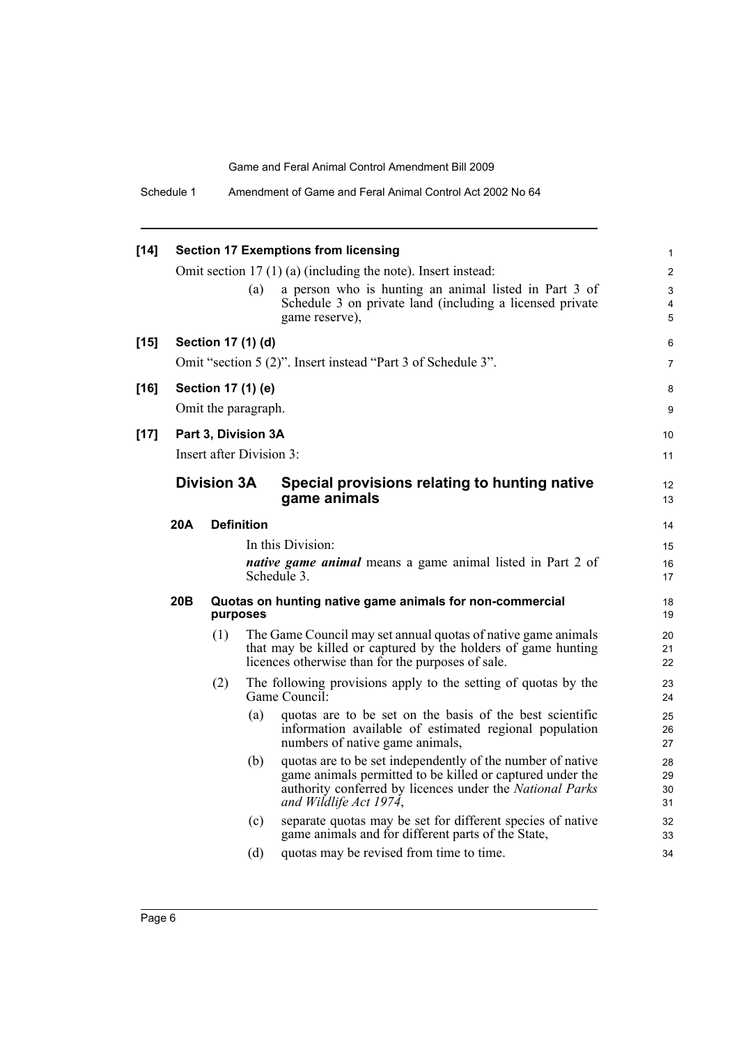**[14] Section 17 Exemptions from licensing**

Omit section 17 (1) (a) (including the note). Insert instead:

(a) a person who is hunting an animal listed in Part 3 of Schedule 3 on private land (including a licensed private game reserve),

**[15] Section 17 (1) (d)**

Omit "section 5 (2)". Insert instead "Part 3 of Schedule 3".

**[16] Section 17 (1) (e)**

Omit the paragraph.

**[17] Part 3, Division 3A**

Insert after Division 3:

## Division 3A Special provisions relating to hunting native game animals

### 20A Definition

In this Division:

***native game animal*** means a game animal listed in Part 2 of Schedule 3.

### 20B Quotas on hunting native game animals for non-commercial purposes

(1) The Game Council may set annual quotas of native game animals that may be killed or captured by the holders of game hunting licences otherwise than for the purposes of sale.

(2) The following provisions apply to the setting of quotas by the Game Council:

(a) quotas are to be set on the basis of the best scientific information available of estimated regional population numbers of native game animals,

(b) quotas are to be set independently of the number of native game animals permitted to be killed or captured under the authority conferred by licences under the *National Parks and Wildlife Act 1974*,

(c) separate quotas may be set for different species of native game animals and for different parts of the State,

(d) quotas may be revised from time to time.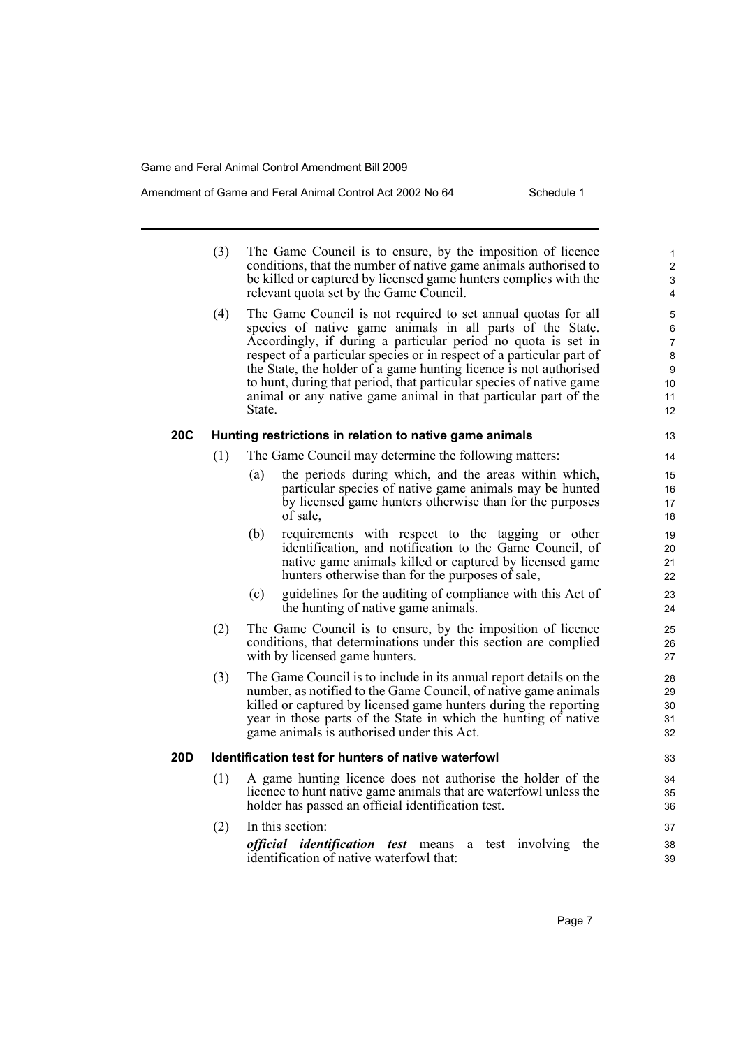(3) The Game Council is to ensure, by the imposition of licence conditions, that the number of native game animals authorised to be killed or captured by licensed game hunters complies with the relevant quota set by the Game Council.

(4) The Game Council is not required to set annual quotas for all species of native game animals in all parts of the State. Accordingly, if during a particular period no quota is set in respect of a particular species or in respect of a particular part of the State, the holder of a game hunting licence is not authorised to hunt, during that period, that particular species of native game animal or any native game animal in that particular part of the State.

### 20C Hunting restrictions in relation to native game animals

(1) The Game Council may determine the following matters:

(a) the periods during which, and the areas within which, particular species of native game animals may be hunted by licensed game hunters otherwise than for the purposes of sale,

(b) requirements with respect to the tagging or other identification, and notification to the Game Council, of native game animals killed or captured by licensed game hunters otherwise than for the purposes of sale,

(c) guidelines for the auditing of compliance with this Act of the hunting of native game animals.

(2) The Game Council is to ensure, by the imposition of licence conditions, that determinations under this section are complied with by licensed game hunters.

(3) The Game Council is to include in its annual report details on the number, as notified to the Game Council, of native game animals killed or captured by licensed game hunters during the reporting year in those parts of the State in which the hunting of native game animals is authorised under this Act.

### 20D Identification test for hunters of native waterfowl

(1) A game hunting licence does not authorise the holder of the licence to hunt native game animals that are waterfowl unless the holder has passed an official identification test.

(2) In this section:

***official identification test*** means a test involving the identification of native waterfowl that: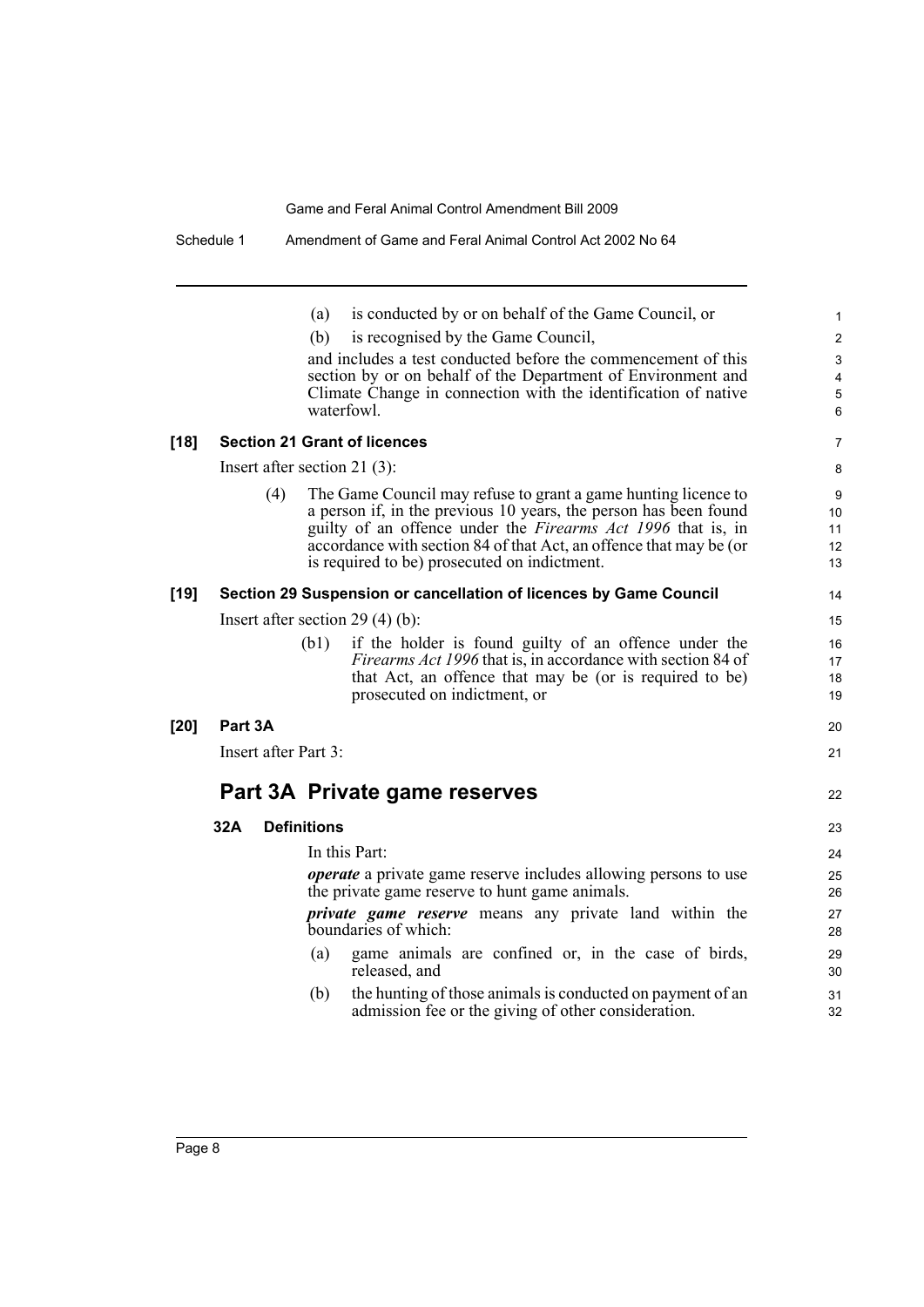(a) is conducted by or on behalf of the Game Council, or

(b) is recognised by the Game Council,

and includes a test conducted before the commencement of this section by or on behalf of the Department of Environment and Climate Change in connection with the identification of native waterfowl.

**[18] Section 21 Grant of licences**

Insert after section 21 (3):

(4) The Game Council may refuse to grant a game hunting licence to a person if, in the previous 10 years, the person has been found guilty of an offence under the *Firearms Act 1996* that is, in accordance with section 84 of that Act, an offence that may be (or is required to be) prosecuted on indictment.

**[19] Section 29 Suspension or cancellation of licences by Game Council**

Insert after section 29 (4) (b):

(b1) if the holder is found guilty of an offence under the *Firearms Act 1996* that is, in accordance with section 84 of that Act, an offence that may be (or is required to be) prosecuted on indictment, or

**[20] Part 3A**

Insert after Part 3:

## Part 3A Private game reserves

**32A Definitions**

In this Part:

***operate*** a private game reserve includes allowing persons to use the private game reserve to hunt game animals.

***private game reserve*** means any private land within the boundaries of which:

(a) game animals are confined or, in the case of birds, released, and

(b) the hunting of those animals is conducted on payment of an admission fee or the giving of other consideration.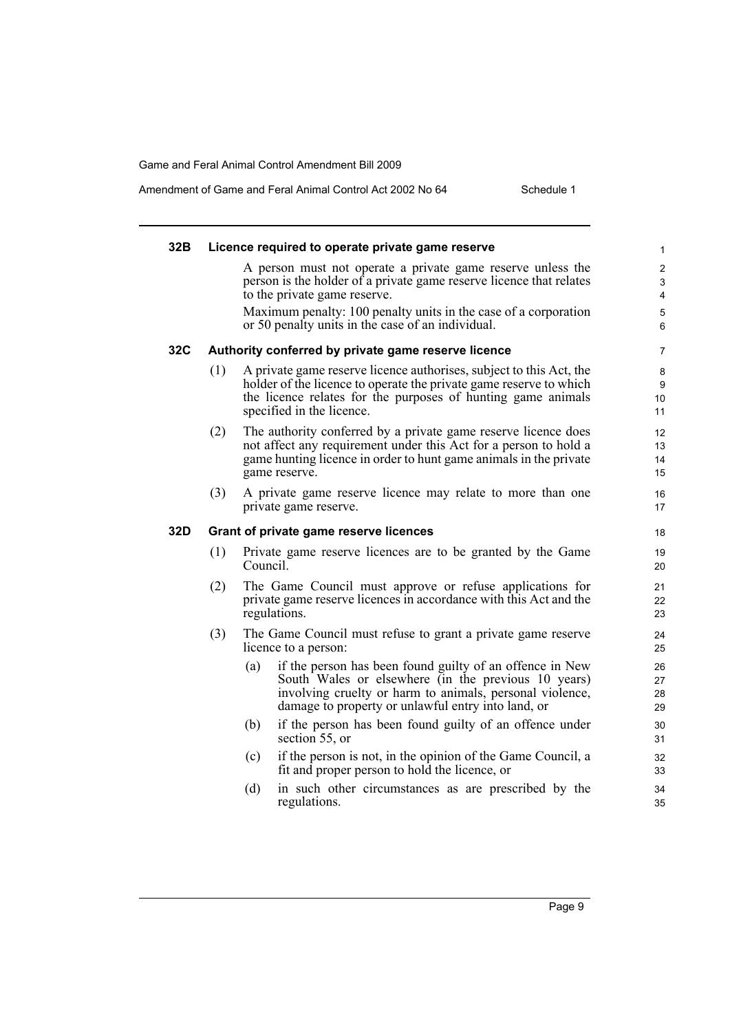### 32B Licence required to operate private game reserve

A person must not operate a private game reserve unless the person is the holder of a private game reserve licence that relates to the private game reserve.

Maximum penalty: 100 penalty units in the case of a corporation or 50 penalty units in the case of an individual.

### 32C Authority conferred by private game reserve licence

(1) A private game reserve licence authorises, subject to this Act, the holder of the licence to operate the private game reserve to which the licence relates for the purposes of hunting game animals specified in the licence.

(2) The authority conferred by a private game reserve licence does not affect any requirement under this Act for a person to hold a game hunting licence in order to hunt game animals in the private game reserve.

(3) A private game reserve licence may relate to more than one private game reserve.

### 32D Grant of private game reserve licences

(1) Private game reserve licences are to be granted by the Game Council.

(2) The Game Council must approve or refuse applications for private game reserve licences in accordance with this Act and the regulations.

(3) The Game Council must refuse to grant a private game reserve licence to a person:

- (a) if the person has been found guilty of an offence in New South Wales or elsewhere (in the previous 10 years) involving cruelty or harm to animals, personal violence, damage to property or unlawful entry into land, or
- (b) if the person has been found guilty of an offence under section 55, or
- (c) if the person is not, in the opinion of the Game Council, a fit and proper person to hold the licence, or
- (d) in such other circumstances as are prescribed by the regulations.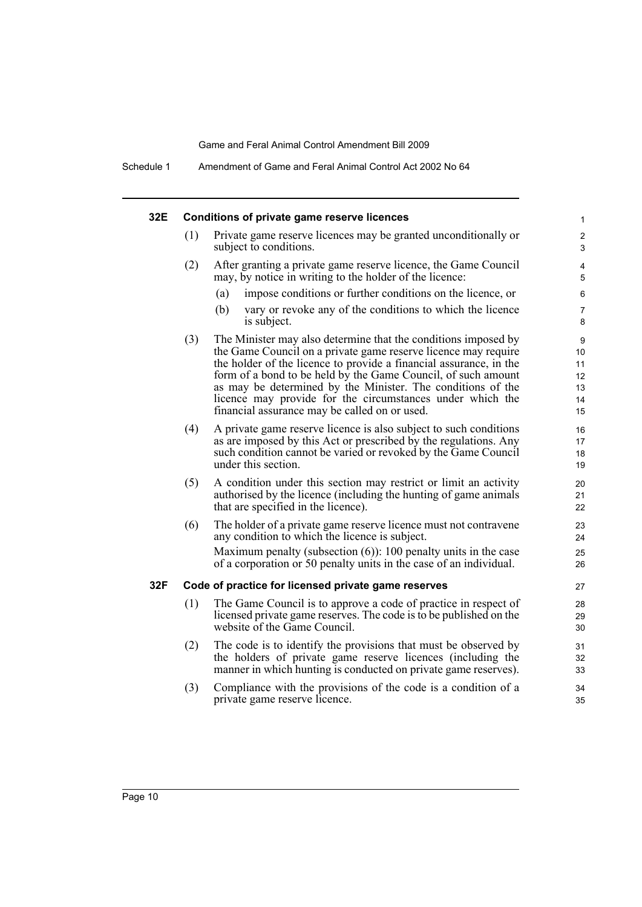### 32E Conditions of private game reserve licences

(1) Private game reserve licences may be granted unconditionally or subject to conditions.

(2) After granting a private game reserve licence, the Game Council may, by notice in writing to the holder of the licence:

- (a) impose conditions or further conditions on the licence, or
- (b) vary or revoke any of the conditions to which the licence is subject.

(3) The Minister may also determine that the conditions imposed by the Game Council on a private game reserve licence may require the holder of the licence to provide a financial assurance, in the form of a bond to be held by the Game Council, of such amount as may be determined by the Minister. The conditions of the licence may provide for the circumstances under which the financial assurance may be called on or used.

(4) A private game reserve licence is also subject to such conditions as are imposed by this Act or prescribed by the regulations. Any such condition cannot be varied or revoked by the Game Council under this section.

(5) A condition under this section may restrict or limit an activity authorised by the licence (including the hunting of game animals that are specified in the licence).

(6) The holder of a private game reserve licence must not contravene any condition to which the licence is subject.

Maximum penalty (subsection (6)): 100 penalty units in the case of a corporation or 50 penalty units in the case of an individual.

### 32F Code of practice for licensed private game reserves

(1) The Game Council is to approve a code of practice in respect of licensed private game reserves. The code is to be published on the website of the Game Council.

(2) The code is to identify the provisions that must be observed by the holders of private game reserve licences (including the manner in which hunting is conducted on private game reserves).

(3) Compliance with the provisions of the code is a condition of a private game reserve licence.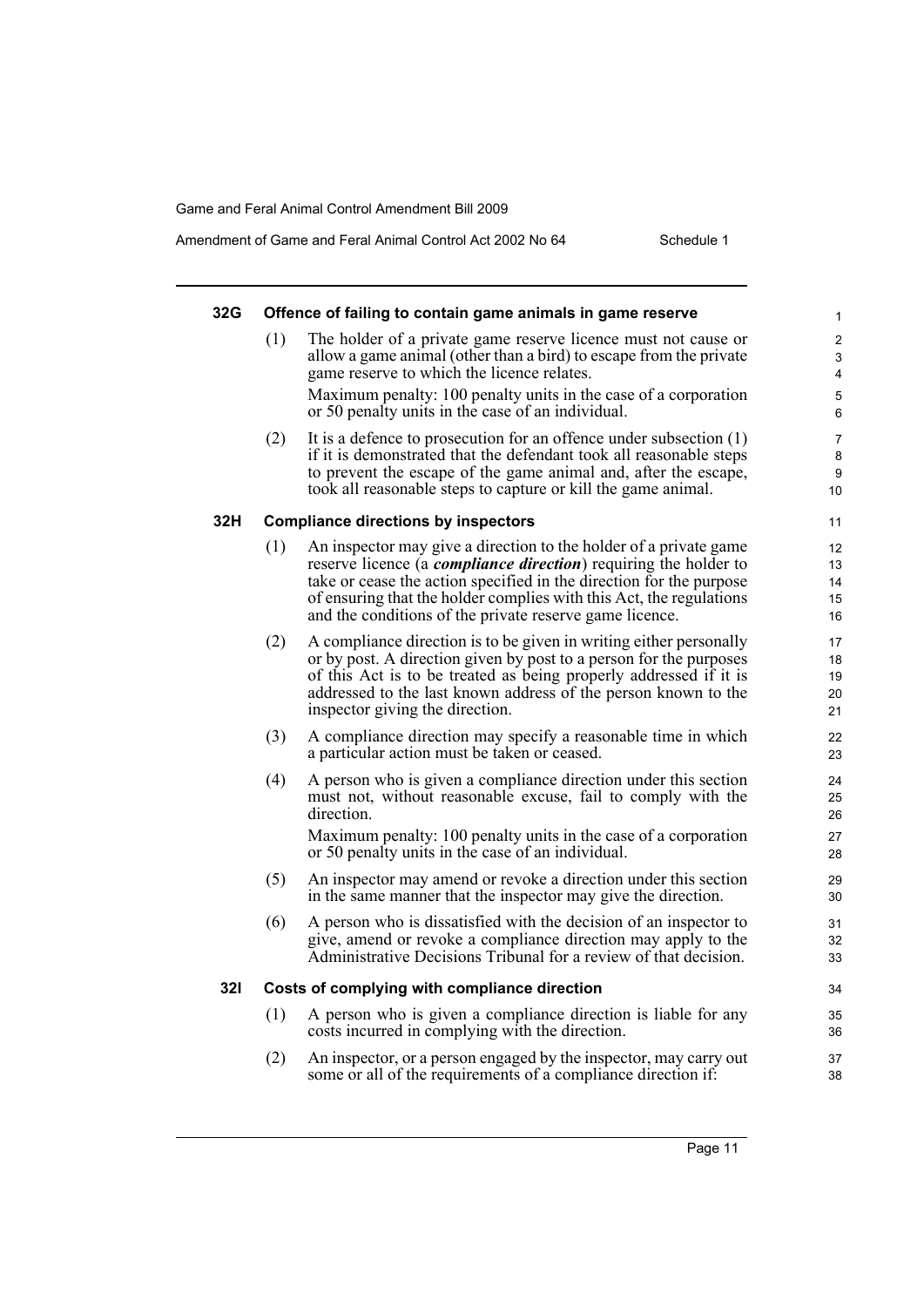### 32G Offence of failing to contain game animals in game reserve

(1) The holder of a private game reserve licence must not cause or allow a game animal (other than a bird) to escape from the private game reserve to which the licence relates.

Maximum penalty: 100 penalty units in the case of a corporation or 50 penalty units in the case of an individual.

(2) It is a defence to prosecution for an offence under subsection (1) if it is demonstrated that the defendant took all reasonable steps to prevent the escape of the game animal and, after the escape, took all reasonable steps to capture or kill the game animal.

### 32H Compliance directions by inspectors

(1) An inspector may give a direction to the holder of a private game reserve licence (a ***compliance direction***) requiring the holder to take or cease the action specified in the direction for the purpose of ensuring that the holder complies with this Act, the regulations and the conditions of the private reserve game licence.

(2) A compliance direction is to be given in writing either personally or by post. A direction given by post to a person for the purposes of this Act is to be treated as being properly addressed if it is addressed to the last known address of the person known to the inspector giving the direction.

(3) A compliance direction may specify a reasonable time in which a particular action must be taken or ceased.

(4) A person who is given a compliance direction under this section must not, without reasonable excuse, fail to comply with the direction.

Maximum penalty: 100 penalty units in the case of a corporation or 50 penalty units in the case of an individual.

(5) An inspector may amend or revoke a direction under this section in the same manner that the inspector may give the direction.

(6) A person who is dissatisfied with the decision of an inspector to give, amend or revoke a compliance direction may apply to the Administrative Decisions Tribunal for a review of that decision.

### 32I Costs of complying with compliance direction

(1) A person who is given a compliance direction is liable for any costs incurred in complying with the direction.

(2) An inspector, or a person engaged by the inspector, may carry out some or all of the requirements of a compliance direction if: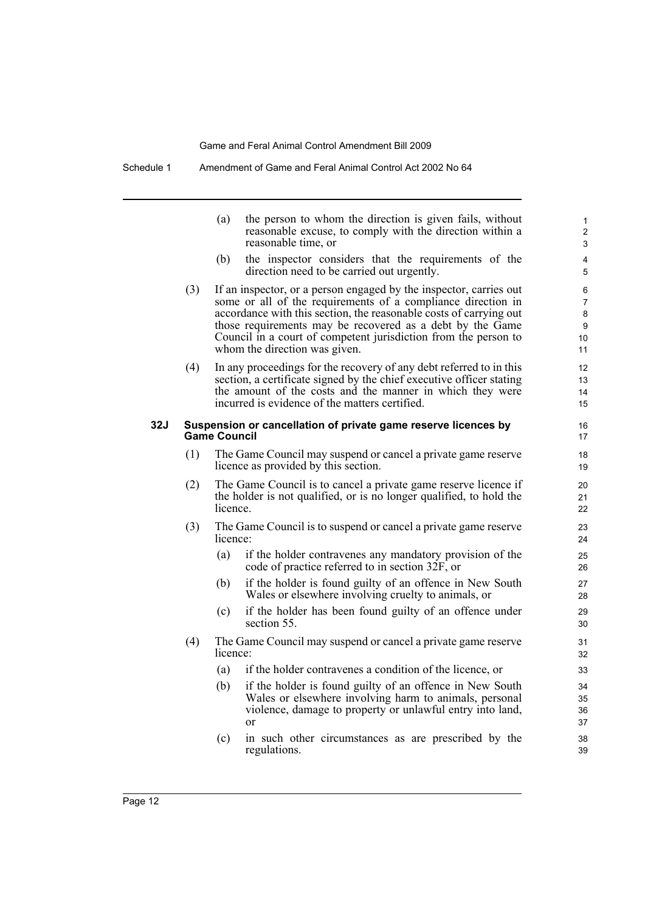(a) the person to whom the direction is given fails, without reasonable excuse, to comply with the direction within a reasonable time, or

(b) the inspector considers that the requirements of the direction need to be carried out urgently.

(3) If an inspector, or a person engaged by the inspector, carries out some or all of the requirements of a compliance direction in accordance with this section, the reasonable costs of carrying out those requirements may be recovered as a debt by the Game Council in a court of competent jurisdiction from the person to whom the direction was given.

(4) In any proceedings for the recovery of any debt referred to in this section, a certificate signed by the chief executive officer stating the amount of the costs and the manner in which they were incurred is evidence of the matters certified.

### 32J Suspension or cancellation of private game reserve licences by Game Council

(1) The Game Council may suspend or cancel a private game reserve licence as provided by this section.

(2) The Game Council is to cancel a private game reserve licence if the holder is not qualified, or is no longer qualified, to hold the licence.

(3) The Game Council is to suspend or cancel a private game reserve licence:

(a) if the holder contravenes any mandatory provision of the code of practice referred to in section 32F, or

(b) if the holder is found guilty of an offence in New South Wales or elsewhere involving cruelty to animals, or

(c) if the holder has been found guilty of an offence under section 55.

(4) The Game Council may suspend or cancel a private game reserve licence:

(a) if the holder contravenes a condition of the licence, or

(b) if the holder is found guilty of an offence in New South Wales or elsewhere involving harm to animals, personal violence, damage to property or unlawful entry into land, or

(c) in such other circumstances as are prescribed by the regulations.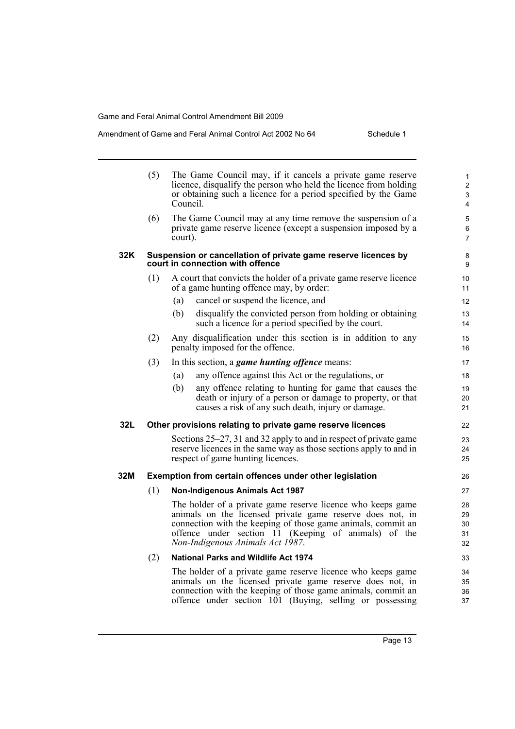(5) The Game Council may, if it cancels a private game reserve licence, disqualify the person who held the licence from holding or obtaining such a licence for a period specified by the Game Council.

(6) The Game Council may at any time remove the suspension of a private game reserve licence (except a suspension imposed by a court).

### 32K Suspension or cancellation of private game reserve licences by court in connection with offence

(1) A court that convicts the holder of a private game reserve licence of a game hunting offence may, by order:

- (a) cancel or suspend the licence, and
- (b) disqualify the convicted person from holding or obtaining such a licence for a period specified by the court.

(2) Any disqualification under this section is in addition to any penalty imposed for the offence.

(3) In this section, a ***game hunting offence*** means:

- (a) any offence against this Act or the regulations, or
- (b) any offence relating to hunting for game that causes the death or injury of a person or damage to property, or that causes a risk of any such death, injury or damage.

### 32L Other provisions relating to private game reserve licences

Sections 25–27, 31 and 32 apply to and in respect of private game reserve licences in the same way as those sections apply to and in respect of game hunting licences.

### 32M Exemption from certain offences under other legislation

(1) **Non-Indigenous Animals Act 1987**

The holder of a private game reserve licence who keeps game animals on the licensed private game reserve does not, in connection with the keeping of those game animals, commit an offence under section 11 (Keeping of animals) of the *Non-Indigenous Animals Act 1987*.

(2) **National Parks and Wildlife Act 1974**

The holder of a private game reserve licence who keeps game animals on the licensed private game reserve does not, in connection with the keeping of those game animals, commit an offence under section 101 (Buying, selling or possessing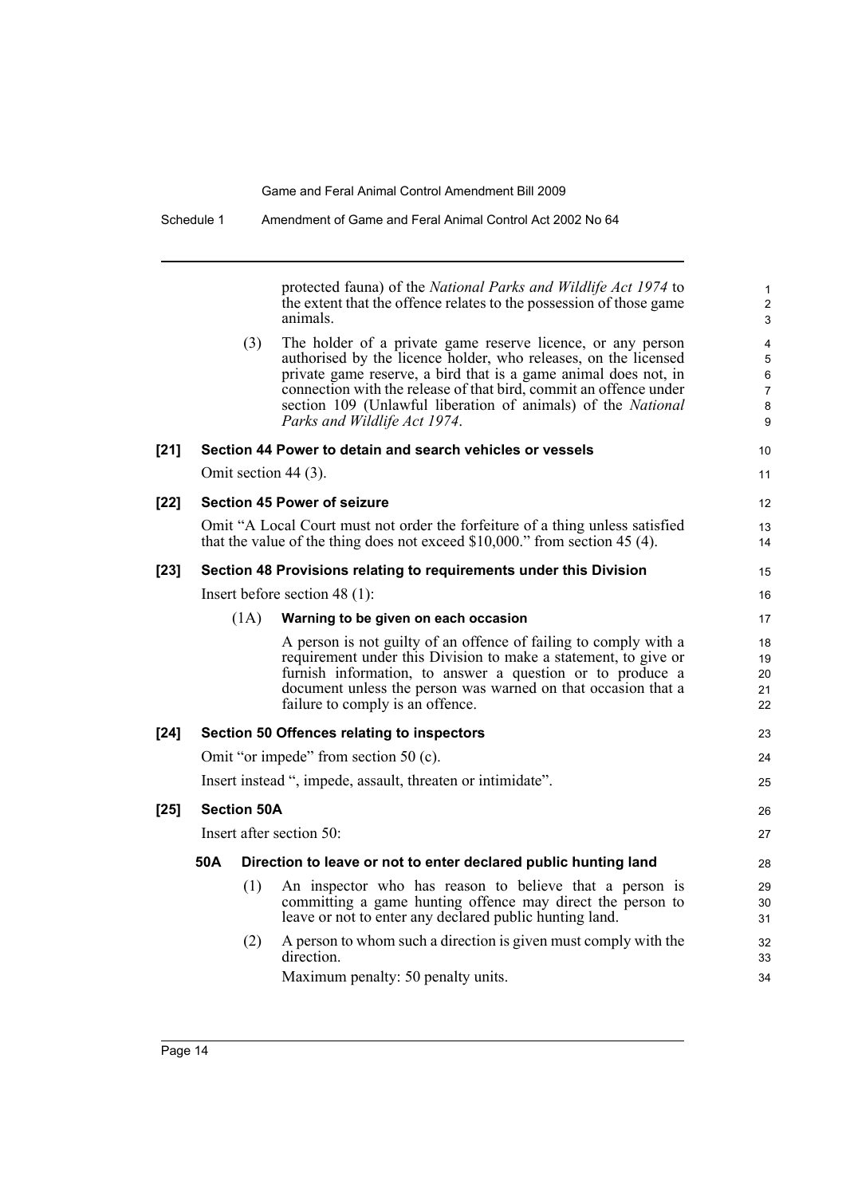protected fauna) of the *National Parks and Wildlife Act 1974* to the extent that the offence relates to the possession of those game animals.

(3) The holder of a private game reserve licence, or any person authorised by the licence holder, who releases, on the licensed private game reserve, a bird that is a game animal does not, in connection with the release of that bird, commit an offence under section 109 (Unlawful liberation of animals) of the *National Parks and Wildlife Act 1974*.

### [21] Section 44 Power to detain and search vehicles or vessels

Omit section 44 (3).

### [22] Section 45 Power of seizure

Omit "A Local Court must not order the forfeiture of a thing unless satisfied that the value of the thing does not exceed $10,000." from section 45 (4).

### [23] Section 48 Provisions relating to requirements under this Division

Insert before section 48 (1):

(1A) **Warning to be given on each occasion**

A person is not guilty of an offence of failing to comply with a requirement under this Division to make a statement, to give or furnish information, to answer a question or to produce a document unless the person was warned on that occasion that a failure to comply is an offence.

### [24] Section 50 Offences relating to inspectors

Omit "or impede" from section 50 (c).

Insert instead ", impede, assault, threaten or intimidate".

### [25] Section 50A

Insert after section 50:

**50A Direction to leave or not to enter declared public hunting land**

(1) An inspector who has reason to believe that a person is committing a game hunting offence may direct the person to leave or not to enter any declared public hunting land.

(2) A person to whom such a direction is given must comply with the direction.

Maximum penalty: 50 penalty units.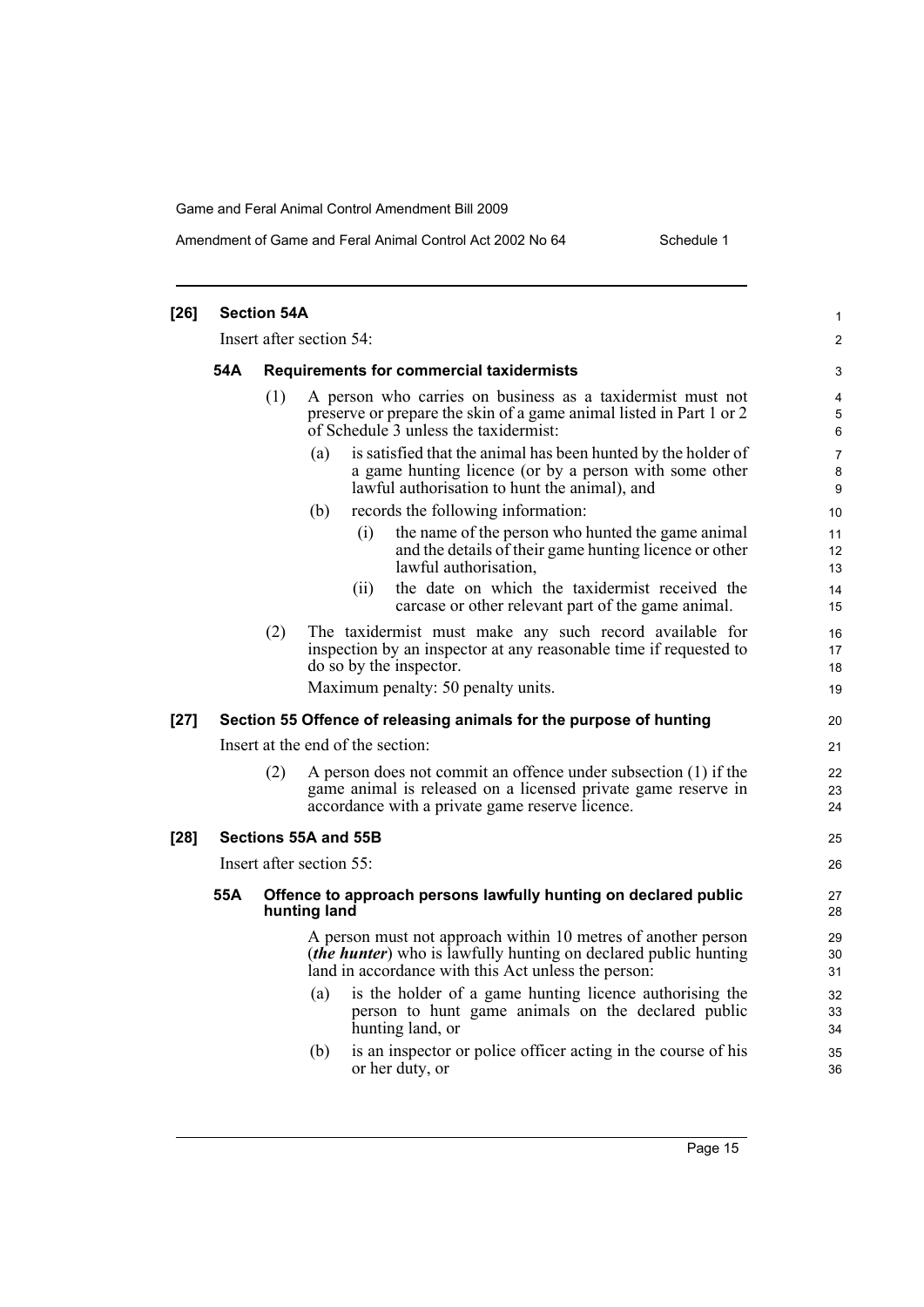**[26] Section 54A**

Insert after section 54:

**54A Requirements for commercial taxidermists**

(1) A person who carries on business as a taxidermist must not preserve or prepare the skin of a game animal listed in Part 1 or 2 of Schedule 3 unless the taxidermist:

(a) is satisfied that the animal has been hunted by the holder of a game hunting licence (or by a person with some other lawful authorisation to hunt the animal), and

(b) records the following information:

(i) the name of the person who hunted the game animal and the details of their game hunting licence or other lawful authorisation,

(ii) the date on which the taxidermist received the carcase or other relevant part of the game animal.

(2) The taxidermist must make any such record available for inspection by an inspector at any reasonable time if requested to do so by the inspector.

Maximum penalty: 50 penalty units.

**[27] Section 55 Offence of releasing animals for the purpose of hunting**

Insert at the end of the section:

(2) A person does not commit an offence under subsection (1) if the game animal is released on a licensed private game reserve in accordance with a private game reserve licence.

**[28] Sections 55A and 55B**

Insert after section 55:

**55A Offence to approach persons lawfully hunting on declared public hunting land**

A person must not approach within 10 metres of another person (***the hunter***) who is lawfully hunting on declared public hunting land in accordance with this Act unless the person:

(a) is the holder of a game hunting licence authorising the person to hunt game animals on the declared public hunting land, or

(b) is an inspector or police officer acting in the course of his or her duty, or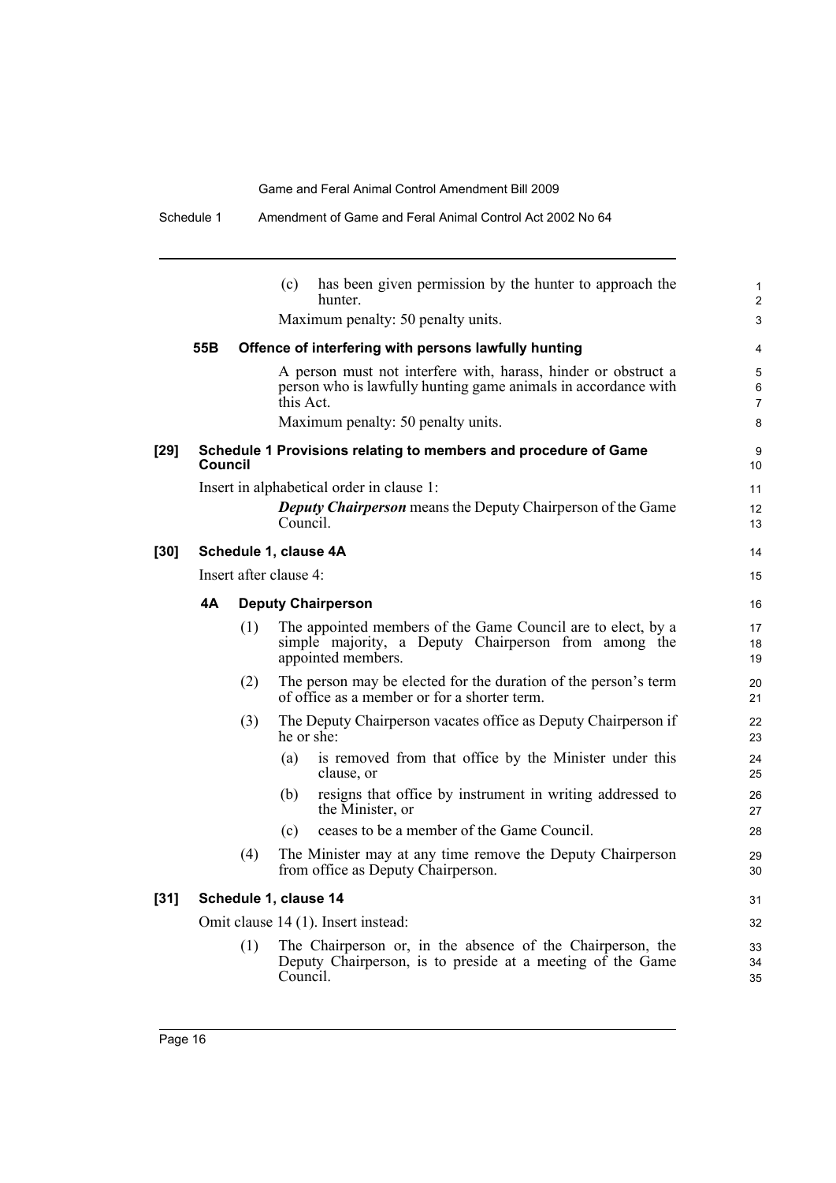(c) has been given permission by the hunter to approach the hunter.

Maximum penalty: 50 penalty units.

**55B Offence of interfering with persons lawfully hunting**

A person must not interfere with, harass, hinder or obstruct a person who is lawfully hunting game animals in accordance with this Act.

Maximum penalty: 50 penalty units.

**[29] Schedule 1 Provisions relating to members and procedure of Game Council**

Insert in alphabetical order in clause 1:

***Deputy Chairperson*** means the Deputy Chairperson of the Game Council.

**[30] Schedule 1, clause 4A**

Insert after clause 4:

**4A Deputy Chairperson**

(1) The appointed members of the Game Council are to elect, by a simple majority, a Deputy Chairperson from among the appointed members.

(2) The person may be elected for the duration of the person's term of office as a member or for a shorter term.

(3) The Deputy Chairperson vacates office as Deputy Chairperson if he or she:

(a) is removed from that office by the Minister under this clause, or

(b) resigns that office by instrument in writing addressed to the Minister, or

(c) ceases to be a member of the Game Council.

(4) The Minister may at any time remove the Deputy Chairperson from office as Deputy Chairperson.

**[31] Schedule 1, clause 14**

Omit clause 14 (1). Insert instead:

(1) The Chairperson or, in the absence of the Chairperson, the Deputy Chairperson, is to preside at a meeting of the Game Council.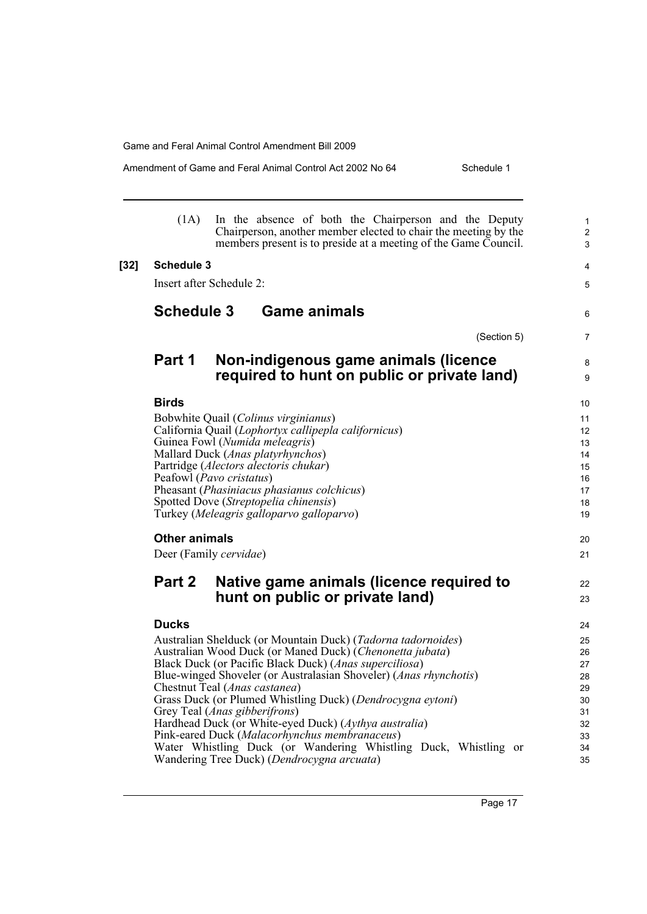(1A) In the absence of both the Chairperson and the Deputy Chairperson, another member elected to chair the meeting by the members present is to preside at a meeting of the Game Council.

**[32] Schedule 3**

Insert after Schedule 2:

# Schedule 3 Game animals

(Section 5)

## Part 1 Non-indigenous game animals (licence required to hunt on public or private land)

### Birds

Bobwhite Quail (*Colinus virginianus*)
California Quail (*Lophortyx callipepla californicus*)
Guinea Fowl (*Numida meleagris*)
Mallard Duck (*Anas platyrhynchos*)
Partridge (*Alectors alectoris chukar*)
Peafowl (*Pavo cristatus*)
Pheasant (*Phasiniacus phasianus colchicus*)
Spotted Dove (*Streptopelia chinensis*)
Turkey (*Meleagris galloparvo galloparvo*)

### Other animals

Deer (Family *cervidae*)

## Part 2 Native game animals (licence required to hunt on public or private land)

### Ducks

Australian Shelduck (or Mountain Duck) (*Tadorna tadornoides*)
Australian Wood Duck (or Maned Duck) (*Chenonetta jubata*)
Black Duck (or Pacific Black Duck) (*Anas superciliosa*)
Blue-winged Shoveler (or Australasian Shoveler) (*Anas rhynchotis*)
Chestnut Teal (*Anas castanea*)
Grass Duck (or Plumed Whistling Duck) (*Dendrocygna eytoni*)
Grey Teal (*Anas gibberifrons*)
Hardhead Duck (or White-eyed Duck) (*Aythya australia*)
Pink-eared Duck (*Malacorhynchus membranaceus*)
Water Whistling Duck (or Wandering Whistling Duck, Whistling or Wandering Tree Duck) (*Dendrocygna arcuata*)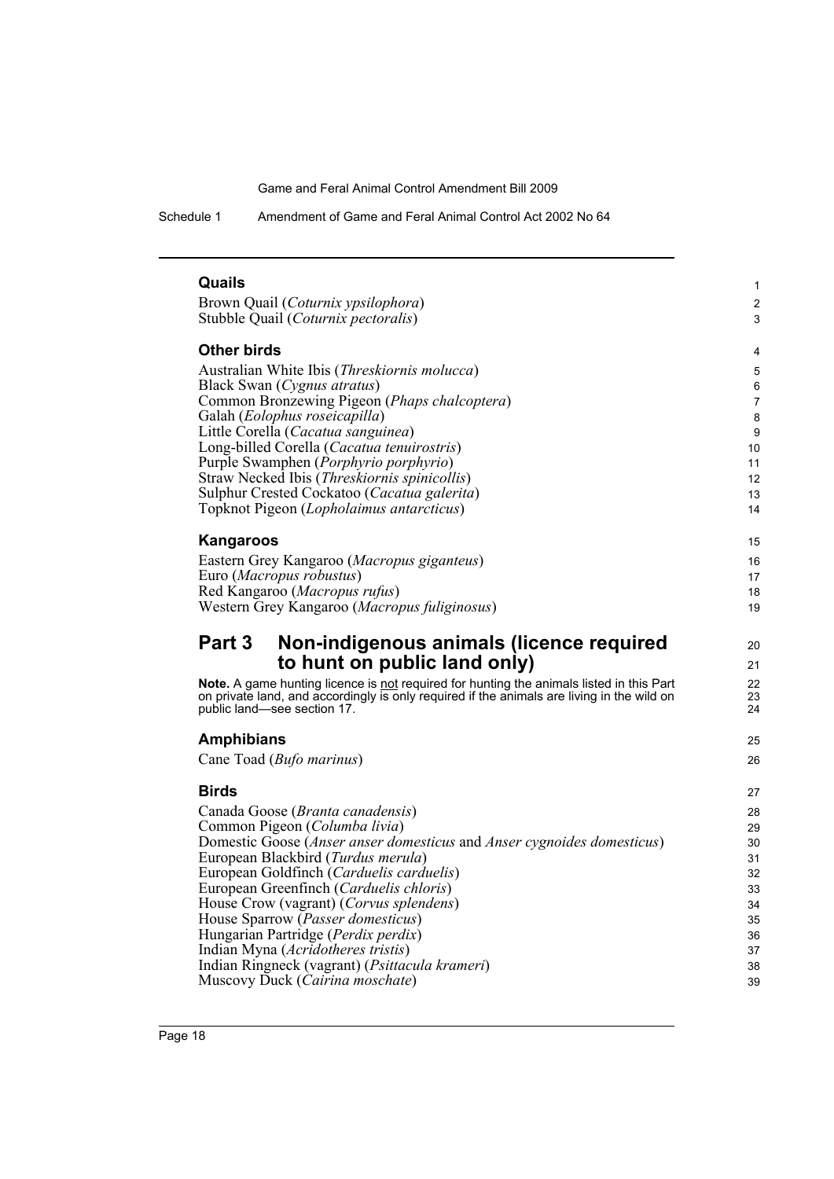### Quails

Brown Quail (*Coturnix ypsilophora*)
Stubble Quail (*Coturnix pectoralis*)

### Other birds

Australian White Ibis (*Threskiornis molucca*)
Black Swan (*Cygnus atratus*)
Common Bronzewing Pigeon (*Phaps chalcoptera*)
Galah (*Eolophus roseicapilla*)
Little Corella (*Cacatua sanguinea*)
Long-billed Corella (*Cacatua tenuirostris*)
Purple Swamphen (*Porphyrio porphyrio*)
Straw Necked Ibis (*Threskiornis spinicollis*)
Sulphur Crested Cockatoo (*Cacatua galerita*)
Topknot Pigeon (*Lopholaimus antarcticus*)

### Kangaroos

Eastern Grey Kangaroo (*Macropus giganteus*)
Euro (*Macropus robustus*)
Red Kangaroo (*Macropus rufus*)
Western Grey Kangaroo (*Macropus fuliginosus*)

## Part 3 Non-indigenous animals (licence required to hunt on public land only)

**Note.** A game hunting licence is not required for hunting the animals listed in this Part on private land, and accordingly is only required if the animals are living in the wild on public land—see section 17.

### Amphibians

Cane Toad (*Bufo marinus*)

### Birds

Canada Goose (*Branta canadensis*)
Common Pigeon (*Columba livia*)
Domestic Goose (*Anser anser domesticus* and *Anser cygnoides domesticus*)
European Blackbird (*Turdus merula*)
European Goldfinch (*Carduelis carduelis*)
European Greenfinch (*Carduelis chloris*)
House Crow (vagrant) (*Corvus splendens*)
House Sparrow (*Passer domesticus*)
Hungarian Partridge (*Perdix perdix*)
Indian Myna (*Acridotheres tristis*)
Indian Ringneck (vagrant) (*Psittacula krameri*)
Muscovy Duck (*Cairina moschate*)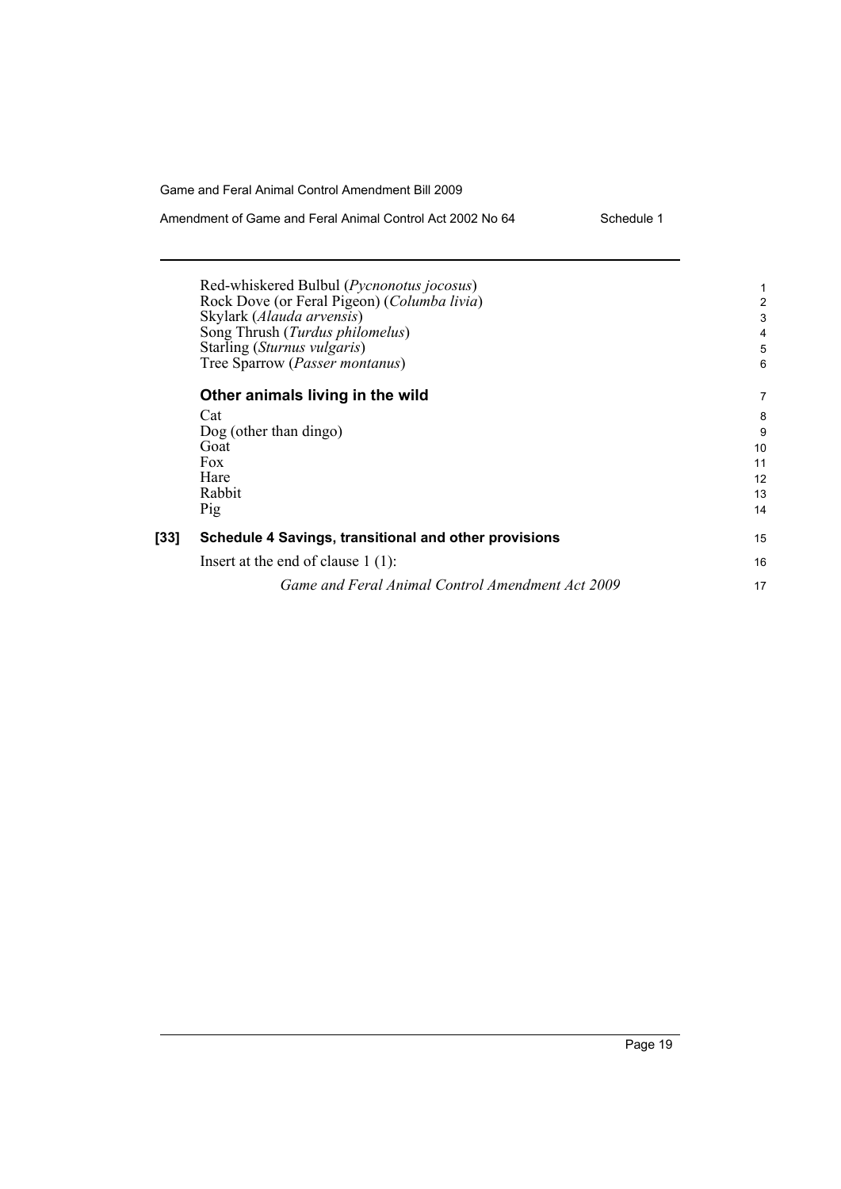Red-whiskered Bulbul (*Pycnonotus jocosus*)
Rock Dove (or Feral Pigeon) (*Columba livia*)
Skylark (*Alauda arvensis*)
Song Thrush (*Turdus philomelus*)
Starling (*Sturnus vulgaris*)
Tree Sparrow (*Passer montanus*)

### Other animals living in the wild

Cat
Dog (other than dingo)
Goat
Fox
Hare
Rabbit
Pig

**[33] Schedule 4 Savings, transitional and other provisions**

Insert at the end of clause 1 (1):

*Game and Feral Animal Control Amendment Act 2009*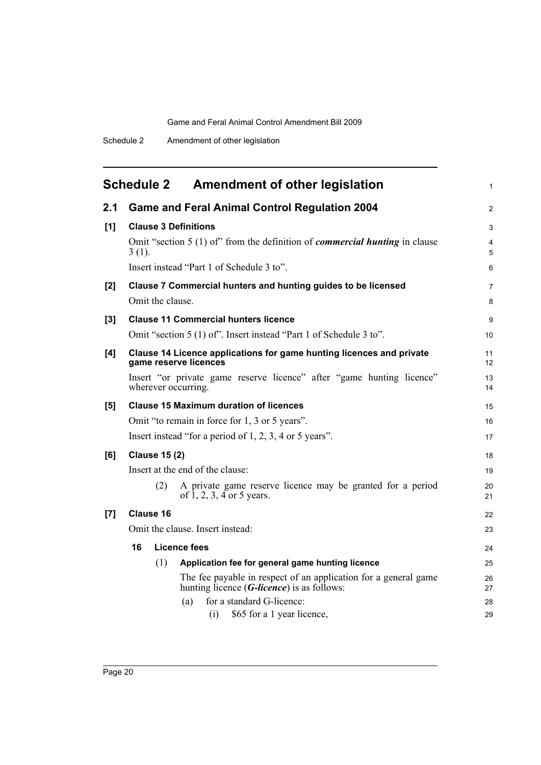# Schedule 2 Amendment of other legislation

## 2.1 Game and Feral Animal Control Regulation 2004

**[1] Clause 3 Definitions**

Omit "section 5 (1) of" from the definition of ***commercial hunting*** in clause 3 (1).

Insert instead "Part 1 of Schedule 3 to".

**[2] Clause 7 Commercial hunters and hunting guides to be licensed**

Omit the clause.

**[3] Clause 11 Commercial hunters licence**

Omit "section 5 (1) of". Insert instead "Part 1 of Schedule 3 to".

**[4] Clause 14 Licence applications for game hunting licences and private game reserve licences**

Insert "or private game reserve licence" after "game hunting licence" wherever occurring.

**[5] Clause 15 Maximum duration of licences**

Omit "to remain in force for 1, 3 or 5 years".

Insert instead "for a period of 1, 2, 3, 4 or 5 years".

**[6] Clause 15 (2)**

Insert at the end of the clause:

(2) A private game reserve licence may be granted for a period of 1, 2, 3, 4 or 5 years.

**[7] Clause 16**

Omit the clause. Insert instead:

**16 Licence fees**

(1) **Application fee for general game hunting licence**

The fee payable in respect of an application for a general game hunting licence (***G-licence***) is as follows:

(a) for a standard G-licence:

(i) $65 for a 1 year licence,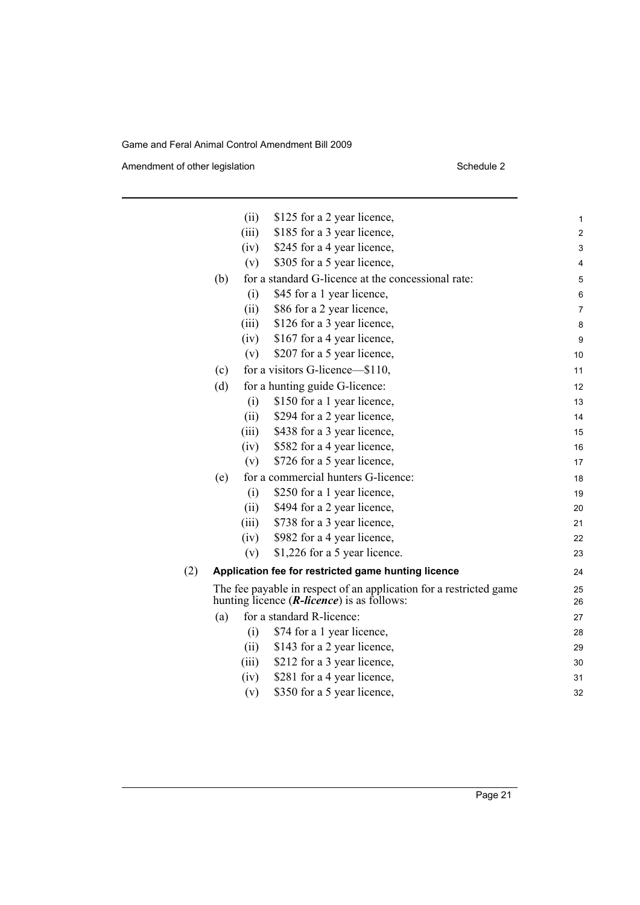(ii) $125 for a 2 year licence,

(iii) $185 for a 3 year licence,

(iv) $245 for a 4 year licence,

(v) $305 for a 5 year licence,

(b) for a standard G-licence at the concessional rate:

(i) $45 for a 1 year licence,

(ii) $86 for a 2 year licence,

(iii) $126 for a 3 year licence,

(iv) $167 for a 4 year licence,

(v) $207 for a 5 year licence,

(c) for a visitors G-licence—$110,

(d) for a hunting guide G-licence:

(i) $150 for a 1 year licence,

(ii) $294 for a 2 year licence,

(iii) $438 for a 3 year licence,

(iv) $582 for a 4 year licence,

(v) $726 for a 5 year licence,

(e) for a commercial hunters G-licence:

(i) $250 for a 1 year licence,

(ii) $494 for a 2 year licence,

(iii) $738 for a 3 year licence,

(iv) $982 for a 4 year licence,

(v) $1,226 for a 5 year licence.

(2) **Application fee for restricted game hunting licence**

The fee payable in respect of an application for a restricted game hunting licence (***R-licence***) is as follows:

(a) for a standard R-licence:

(i) $74 for a 1 year licence,

(ii) $143 for a 2 year licence,

(iii) $212 for a 3 year licence,

(iv) $281 for a 4 year licence,

(v) $350 for a 5 year licence,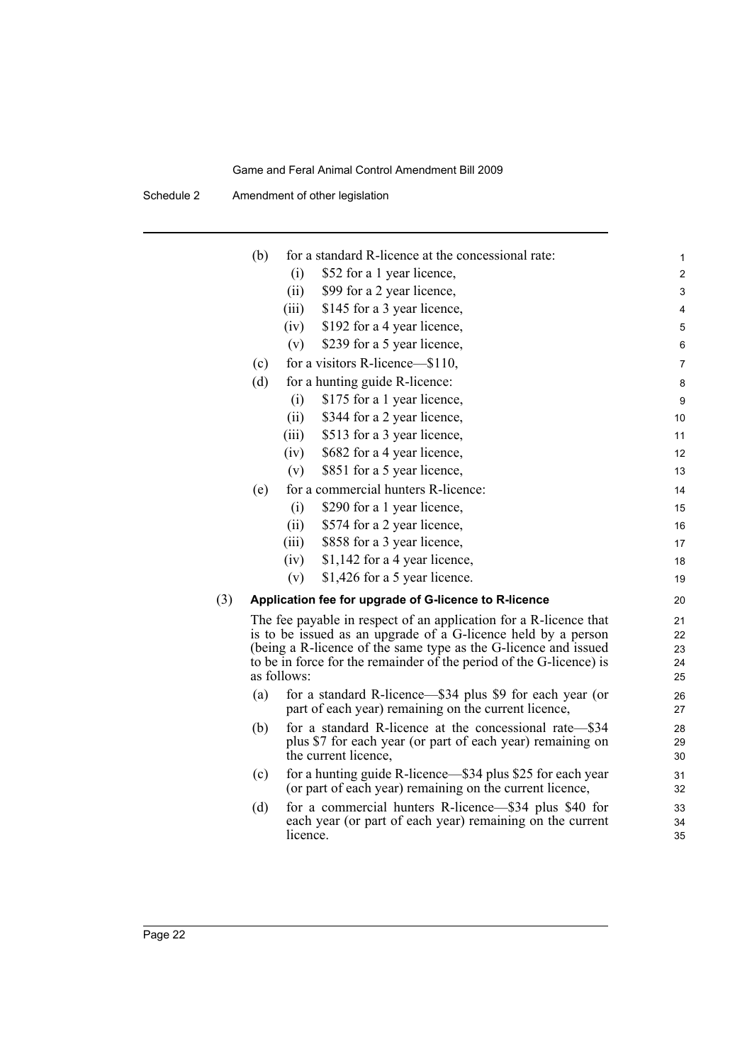(b) for a standard R-licence at the concessional rate:

  (i) \$52 for a 1 year licence,

  (ii) \$99 for a 2 year licence,

  (iii) \$145 for a 3 year licence,

  (iv) \$192 for a 4 year licence,

  (v) \$239 for a 5 year licence,

(c) for a visitors R-licence—\$110,

(d) for a hunting guide R-licence:

  (i) \$175 for a 1 year licence,

  (ii) \$344 for a 2 year licence,

  (iii) \$513 for a 3 year licence,

  (iv) \$682 for a 4 year licence,

  (v) \$851 for a 5 year licence,

(e) for a commercial hunters R-licence:

  (i) \$290 for a 1 year licence,

  (ii) \$574 for a 2 year licence,

  (iii) \$858 for a 3 year licence,

  (iv) \$1,142 for a 4 year licence,

  (v) \$1,426 for a 5 year licence.

(3) **Application fee for upgrade of G-licence to R-licence**

The fee payable in respect of an application for a R-licence that is to be issued as an upgrade of a G-licence held by a person (being a R-licence of the same type as the G-licence and issued to be in force for the remainder of the period of the G-licence) is as follows:

(a) for a standard R-licence—\$34 plus \$9 for each year (or part of each year) remaining on the current licence,

(b) for a standard R-licence at the concessional rate—\$34 plus \$7 for each year (or part of each year) remaining on the current licence,

(c) for a hunting guide R-licence—\$34 plus \$25 for each year (or part of each year) remaining on the current licence,

(d) for a commercial hunters R-licence—\$34 plus \$40 for each year (or part of each year) remaining on the current licence.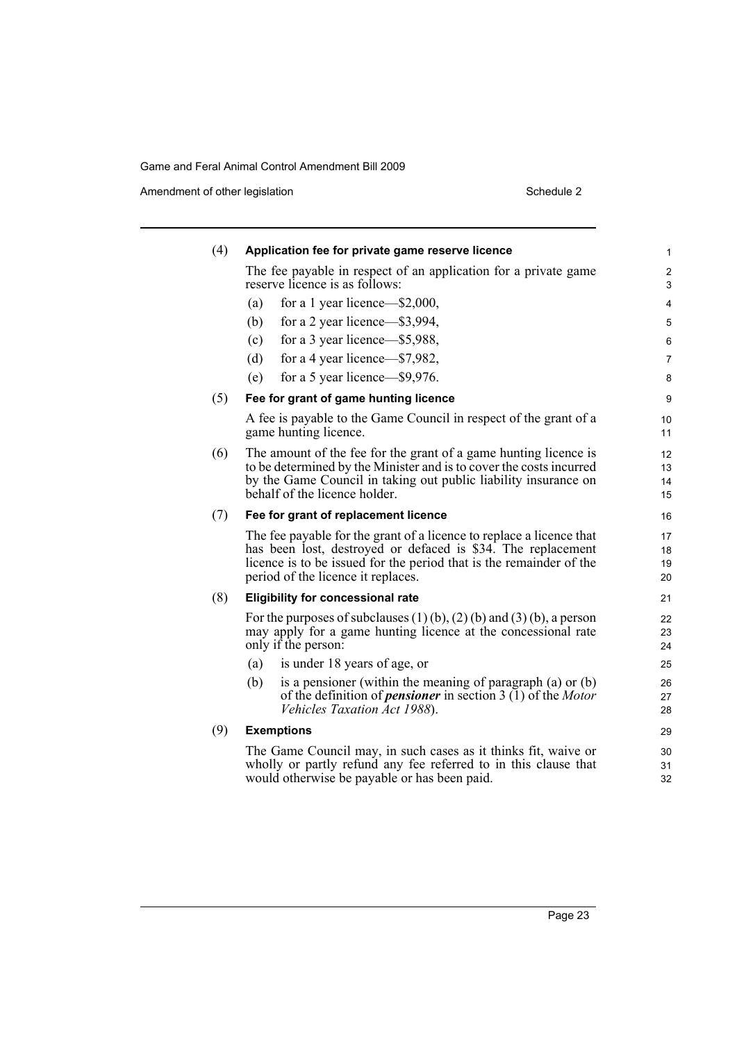(4) **Application fee for private game reserve licence**

The fee payable in respect of an application for a private game reserve licence is as follows:

(a) for a 1 year licence—$2,000,

(b) for a 2 year licence—$3,994,

(c) for a 3 year licence—$5,988,

(d) for a 4 year licence—$7,982,

(e) for a 5 year licence—$9,976.

(5) **Fee for grant of game hunting licence**

A fee is payable to the Game Council in respect of the grant of a game hunting licence.

(6) The amount of the fee for the grant of a game hunting licence is to be determined by the Minister and is to cover the costs incurred by the Game Council in taking out public liability insurance on behalf of the licence holder.

(7) **Fee for grant of replacement licence**

The fee payable for the grant of a licence to replace a licence that has been lost, destroyed or defaced is $34. The replacement licence is to be issued for the period that is the remainder of the period of the licence it replaces.

(8) **Eligibility for concessional rate**

For the purposes of subclauses (1) (b), (2) (b) and (3) (b), a person may apply for a game hunting licence at the concessional rate only if the person:

(a) is under 18 years of age, or

(b) is a pensioner (within the meaning of paragraph (a) or (b) of the definition of ***pensioner*** in section 3 (1) of the *Motor Vehicles Taxation Act 1988*).

(9) **Exemptions**

The Game Council may, in such cases as it thinks fit, waive or wholly or partly refund any fee referred to in this clause that would otherwise be payable or has been paid.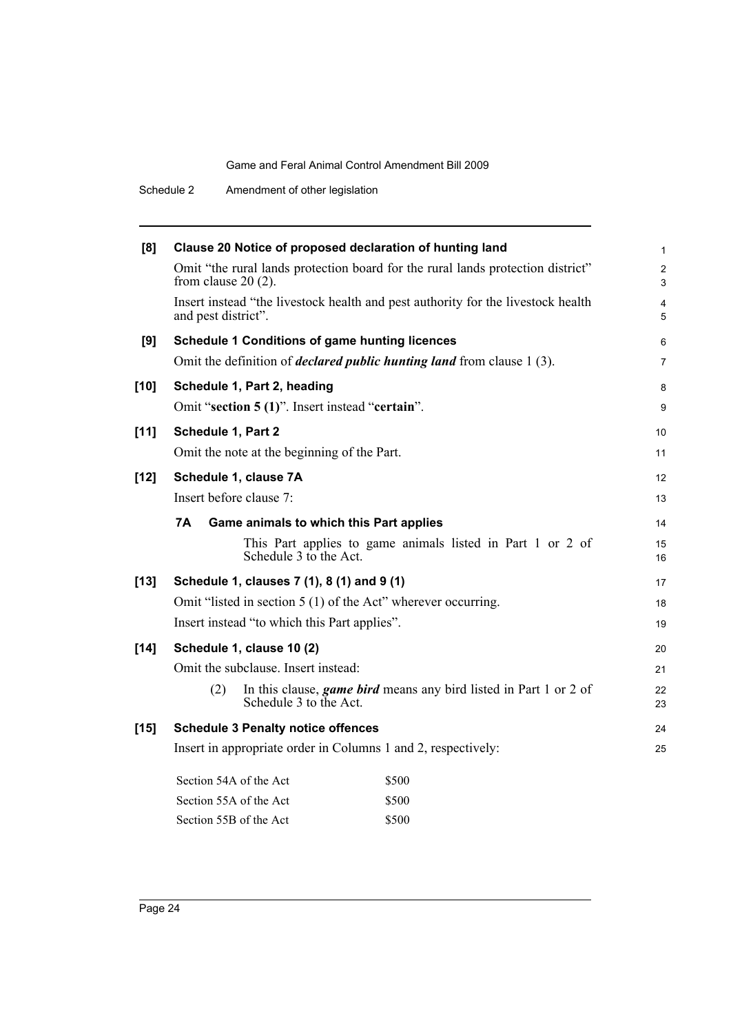**[8] Clause 20 Notice of proposed declaration of hunting land**

Omit "the rural lands protection board for the rural lands protection district" from clause 20 (2).

Insert instead "the livestock health and pest authority for the livestock health and pest district".

**[9] Schedule 1 Conditions of game hunting licences**

Omit the definition of ***declared public hunting land*** from clause 1 (3).

**[10] Schedule 1, Part 2, heading**

Omit "**section 5 (1)**". Insert instead "**certain**".

**[11] Schedule 1, Part 2**

Omit the note at the beginning of the Part.

**[12] Schedule 1, clause 7A**

Insert before clause 7:

**7A Game animals to which this Part applies**

This Part applies to game animals listed in Part 1 or 2 of Schedule 3 to the Act.

**[13] Schedule 1, clauses 7 (1), 8 (1) and 9 (1)**

Omit "listed in section 5 (1) of the Act" wherever occurring.

Insert instead "to which this Part applies".

**[14] Schedule 1, clause 10 (2)**

Omit the subclause. Insert instead:

(2) In this clause, ***game bird*** means any bird listed in Part 1 or 2 of Schedule 3 to the Act.

**[15] Schedule 3 Penalty notice offences**

Insert in appropriate order in Columns 1 and 2, respectively:

| | |
|---|---|
| Section 54A of the Act | \$500 |
| Section 55A of the Act | \$500 |
| Section 55B of the Act | \$500 |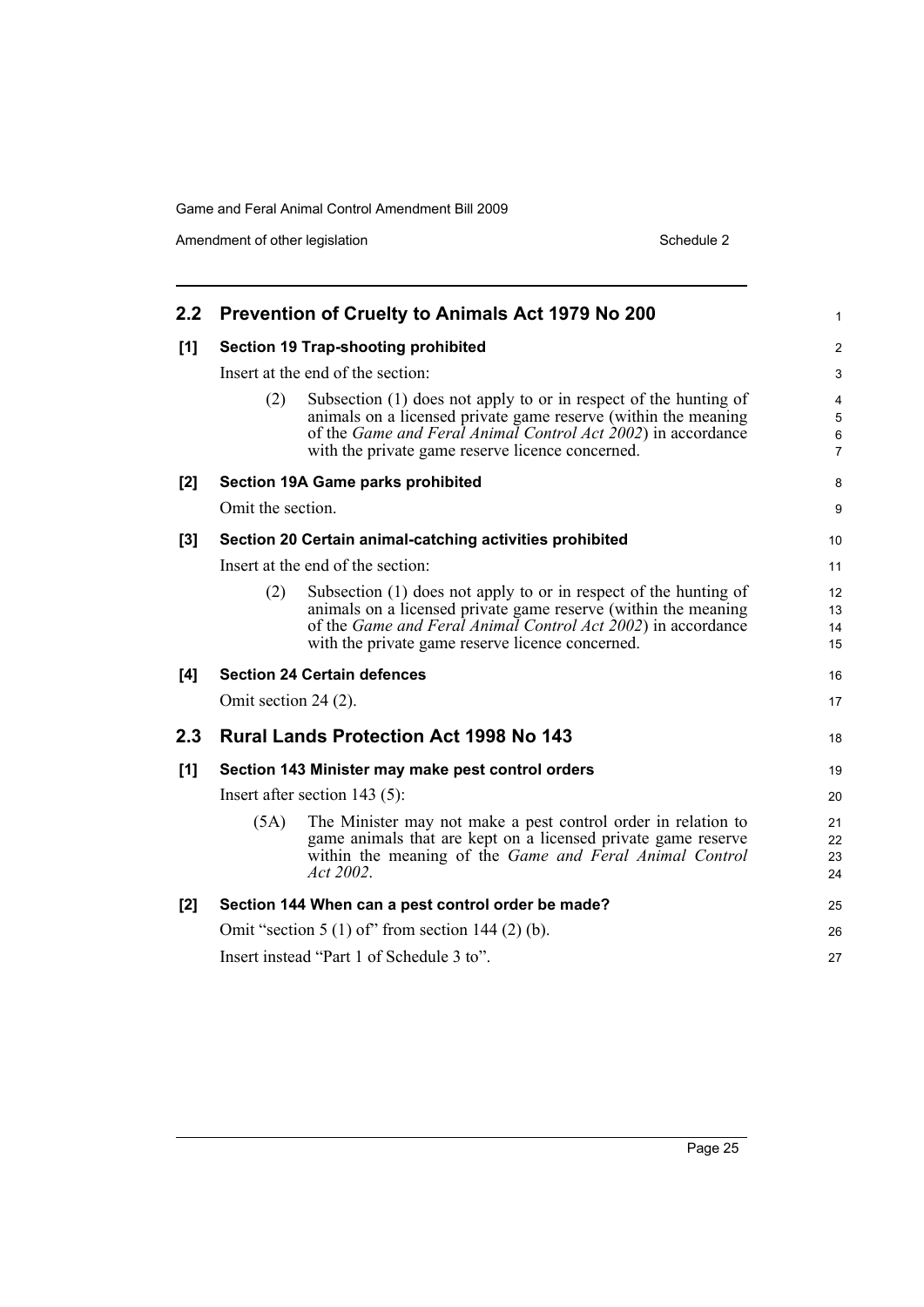## 2.2 Prevention of Cruelty to Animals Act 1979 No 200

### [1] Section 19 Trap-shooting prohibited

Insert at the end of the section:

(2) Subsection (1) does not apply to or in respect of the hunting of animals on a licensed private game reserve (within the meaning of the *Game and Feral Animal Control Act 2002*) in accordance with the private game reserve licence concerned.

### [2] Section 19A Game parks prohibited

Omit the section.

### [3] Section 20 Certain animal-catching activities prohibited

Insert at the end of the section:

(2) Subsection (1) does not apply to or in respect of the hunting of animals on a licensed private game reserve (within the meaning of the *Game and Feral Animal Control Act 2002*) in accordance with the private game reserve licence concerned.

### [4] Section 24 Certain defences

Omit section 24 (2).

## 2.3 Rural Lands Protection Act 1998 No 143

### [1] Section 143 Minister may make pest control orders

Insert after section 143 (5):

(5A) The Minister may not make a pest control order in relation to game animals that are kept on a licensed private game reserve within the meaning of the *Game and Feral Animal Control Act 2002*.

### [2] Section 144 When can a pest control order be made?

Omit "section 5 (1) of" from section 144 (2) (b).

Insert instead "Part 1 of Schedule 3 to".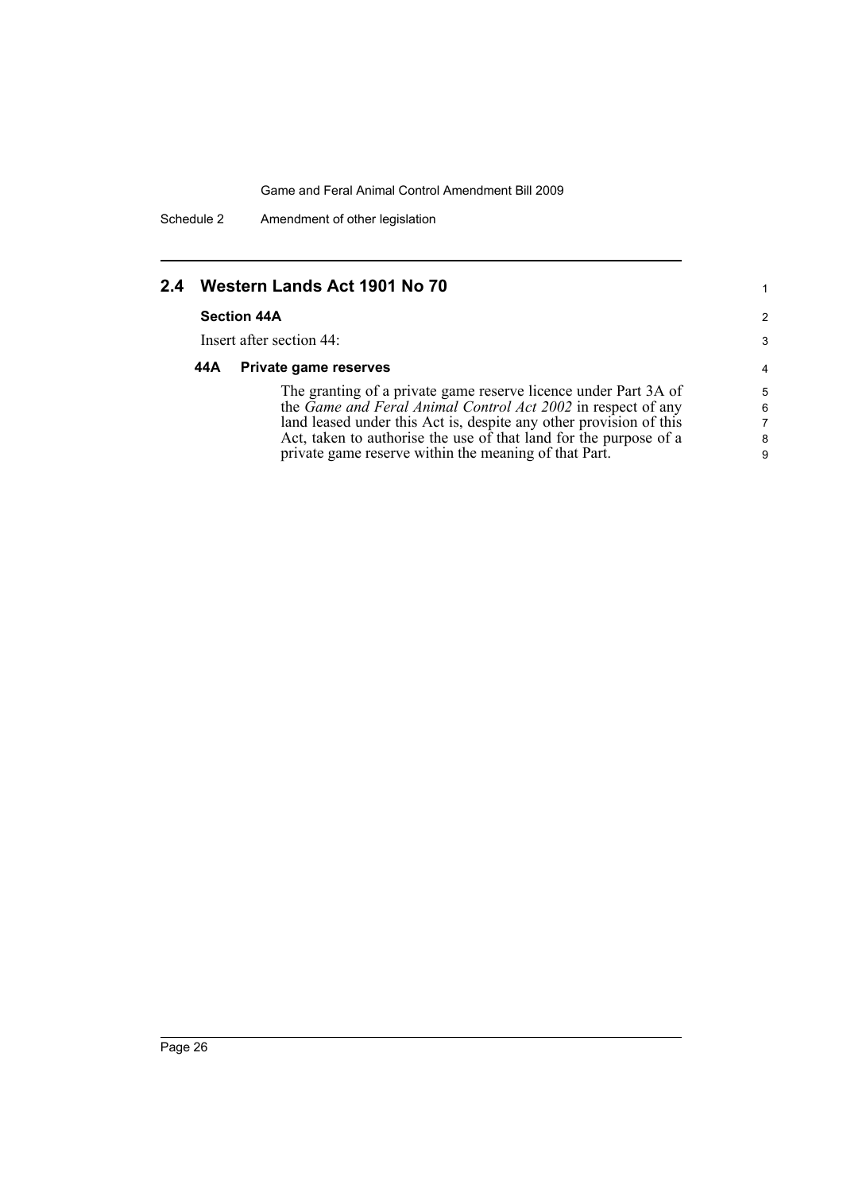## 2.4 Western Lands Act 1901 No 70

### Section 44A

Insert after section 44:

#### 44A Private game reserves

The granting of a private game reserve licence under Part 3A of the *Game and Feral Animal Control Act 2002* in respect of any land leased under this Act is, despite any other provision of this Act, taken to authorise the use of that land for the purpose of a private game reserve within the meaning of that Part.